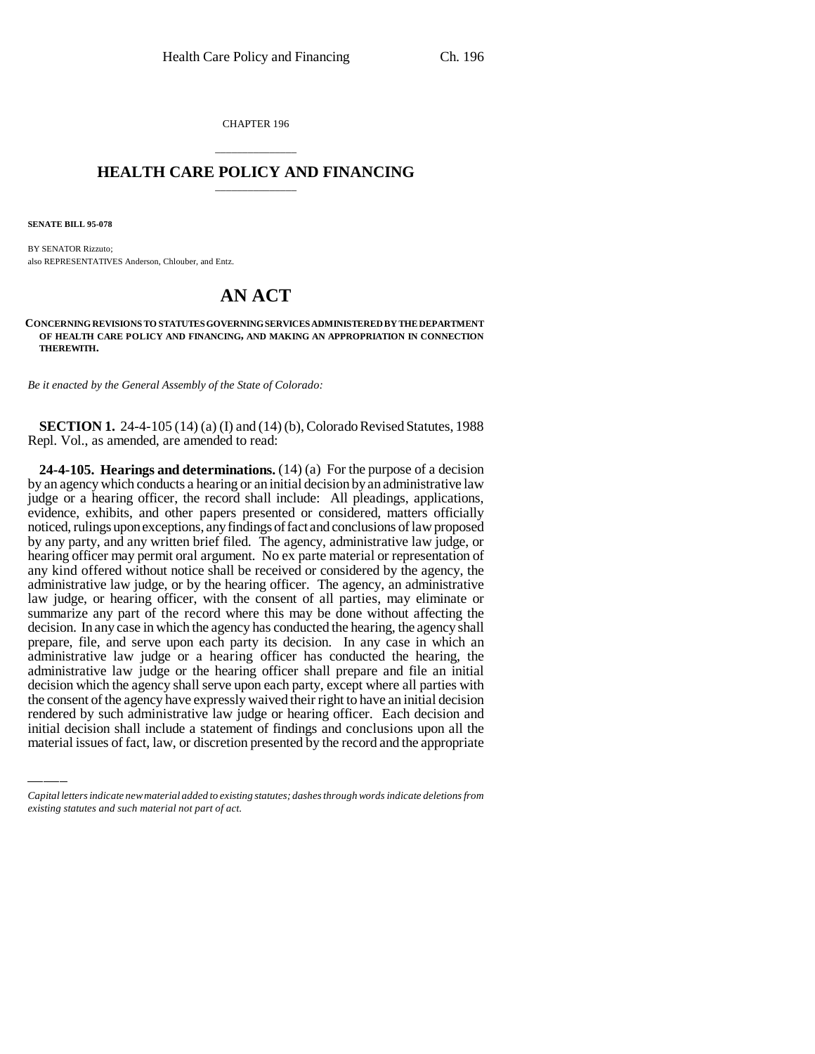CHAPTER 196

# HEALTH CARE POLICY AND FINANCING

**SENATE BILL 95-078**

BY SENATOR Rizzuto;
also REPRESENTATIVES Anderson, Chlouber, and Entz.

# AN ACT

**CONCERNING REVISIONS TO STATUTES GOVERNING SERVICES ADMINISTERED BY THE DEPARTMENT OF HEALTH CARE POLICY AND FINANCING, AND MAKING AN APPROPRIATION IN CONNECTION THEREWITH.**

*Be it enacted by the General Assembly of the State of Colorado:*

**SECTION 1.** 24-4-105 (14) (a) (I) and (14) (b), Colorado Revised Statutes, 1988 Repl. Vol., as amended, are amended to read:

**24-4-105. Hearings and determinations.** (14) (a) For the purpose of a decision by an agency which conducts a hearing or an initial decision by an administrative law judge or a hearing officer, the record shall include: All pleadings, applications, evidence, exhibits, and other papers presented or considered, matters officially noticed, rulings upon exceptions, any findings of fact and conclusions of law proposed by any party, and any written brief filed. The agency, administrative law judge, or hearing officer may permit oral argument. No ex parte material or representation of any kind offered without notice shall be received or considered by the agency, the administrative law judge, or by the hearing officer. The agency, an administrative law judge, or hearing officer, with the consent of all parties, may eliminate or summarize any part of the record where this may be done without affecting the decision. In any case in which the agency has conducted the hearing, the agency shall prepare, file, and serve upon each party its decision. In any case in which an administrative law judge or a hearing officer has conducted the hearing, the administrative law judge or the hearing officer shall prepare and file an initial decision which the agency shall serve upon each party, except where all parties with the consent of the agency have expressly waived their right to have an initial decision rendered by such administrative law judge or hearing officer. Each decision and initial decision shall include a statement of findings and conclusions upon all the material issues of fact, law, or discretion presented by the record and the appropriate

*Capital letters indicate new material added to existing statutes; dashes through words indicate deletions from existing statutes and such material not part of act.*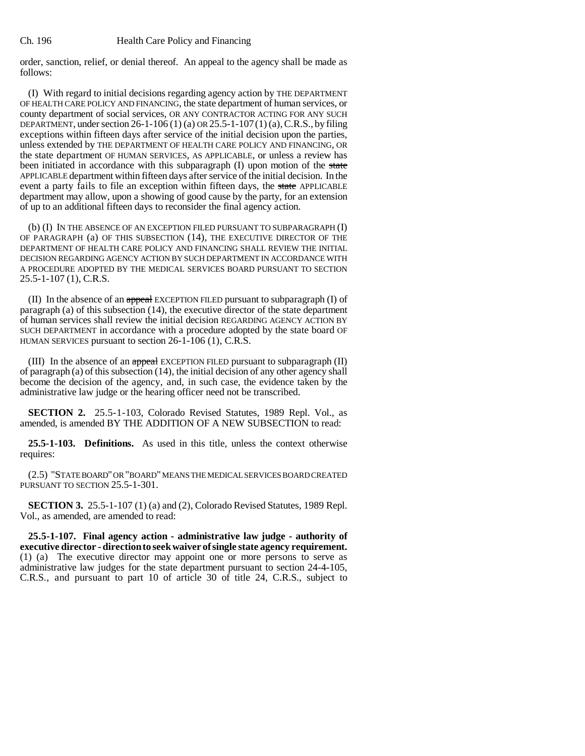order, sanction, relief, or denial thereof. An appeal to the agency shall be made as follows:

(I) With regard to initial decisions regarding agency action by THE DEPARTMENT OF HEALTH CARE POLICY AND FINANCING, the state department of human services, or county department of social services, OR ANY CONTRACTOR ACTING FOR ANY SUCH DEPARTMENT, under section 26-1-106 (1) (a) OR 25.5-1-107 (1) (a), C.R.S., by filing exceptions within fifteen days after service of the initial decision upon the parties, unless extended by THE DEPARTMENT OF HEALTH CARE POLICY AND FINANCING, OR the state department OF HUMAN SERVICES, AS APPLICABLE, or unless a review has been initiated in accordance with this subparagraph (I) upon motion of the ~~state~~ APPLICABLE department within fifteen days after service of the initial decision. In the event a party fails to file an exception within fifteen days, the ~~state~~ APPLICABLE department may allow, upon a showing of good cause by the party, for an extension of up to an additional fifteen days to reconsider the final agency action.

(b) (I) IN THE ABSENCE OF AN EXCEPTION FILED PURSUANT TO SUBPARAGRAPH (I) OF PARAGRAPH (a) OF THIS SUBSECTION (14), THE EXECUTIVE DIRECTOR OF THE DEPARTMENT OF HEALTH CARE POLICY AND FINANCING SHALL REVIEW THE INITIAL DECISION REGARDING AGENCY ACTION BY SUCH DEPARTMENT IN ACCORDANCE WITH A PROCEDURE ADOPTED BY THE MEDICAL SERVICES BOARD PURSUANT TO SECTION 25.5-1-107 (1), C.R.S.

(II) In the absence of an ~~appeal~~ EXCEPTION FILED pursuant to subparagraph (I) of paragraph (a) of this subsection (14), the executive director of the state department of human services shall review the initial decision REGARDING AGENCY ACTION BY SUCH DEPARTMENT in accordance with a procedure adopted by the state board OF HUMAN SERVICES pursuant to section 26-1-106 (1), C.R.S.

(III) In the absence of an ~~appeal~~ EXCEPTION FILED pursuant to subparagraph (II) of paragraph (a) of this subsection (14), the initial decision of any other agency shall become the decision of the agency, and, in such case, the evidence taken by the administrative law judge or the hearing officer need not be transcribed.

**SECTION 2.** 25.5-1-103, Colorado Revised Statutes, 1989 Repl. Vol., as amended, is amended BY THE ADDITION OF A NEW SUBSECTION to read:

**25.5-1-103. Definitions.** As used in this title, unless the context otherwise requires:

(2.5) "STATE BOARD" OR "BOARD" MEANS THE MEDICAL SERVICES BOARD CREATED PURSUANT TO SECTION 25.5-1-301.

**SECTION 3.** 25.5-1-107 (1) (a) and (2), Colorado Revised Statutes, 1989 Repl. Vol., as amended, are amended to read:

**25.5-1-107. Final agency action - administrative law judge - authority of executive director - direction to seek waiver of single state agency requirement.** (1) (a) The executive director may appoint one or more persons to serve as administrative law judges for the state department pursuant to section 24-4-105, C.R.S., and pursuant to part 10 of article 30 of title 24, C.R.S., subject to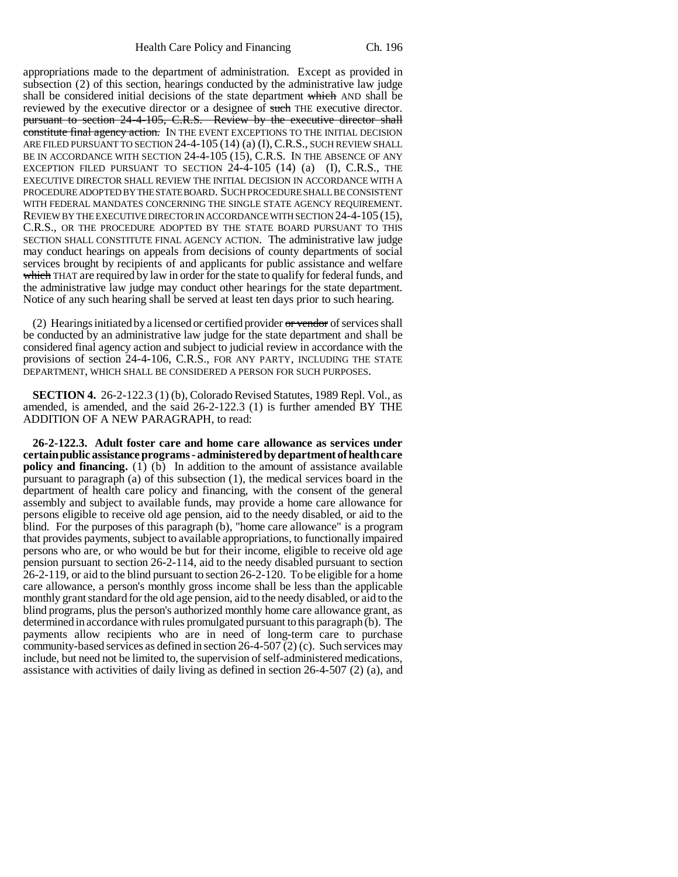appropriations made to the department of administration. Except as provided in subsection (2) of this section, hearings conducted by the administrative law judge shall be considered initial decisions of the state department ~~which~~ AND shall be reviewed by the executive director or a designee of ~~such~~ THE executive director. ~~pursuant to section 24-4-105, C.R.S. Review by the executive director shall constitute final agency action.~~ IN THE EVENT EXCEPTIONS TO THE INITIAL DECISION ARE FILED PURSUANT TO SECTION 24-4-105 (14) (a) (I), C.R.S., SUCH REVIEW SHALL BE IN ACCORDANCE WITH SECTION 24-4-105 (15), C.R.S. IN THE ABSENCE OF ANY EXCEPTION FILED PURSUANT TO SECTION 24-4-105 (14) (a) (I), C.R.S., THE EXECUTIVE DIRECTOR SHALL REVIEW THE INITIAL DECISION IN ACCORDANCE WITH A PROCEDURE ADOPTED BY THE STATE BOARD. SUCH PROCEDURE SHALL BE CONSISTENT WITH FEDERAL MANDATES CONCERNING THE SINGLE STATE AGENCY REQUIREMENT. REVIEW BY THE EXECUTIVE DIRECTOR IN ACCORDANCE WITH SECTION 24-4-105 (15), C.R.S., OR THE PROCEDURE ADOPTED BY THE STATE BOARD PURSUANT TO THIS SECTION SHALL CONSTITUTE FINAL AGENCY ACTION. The administrative law judge may conduct hearings on appeals from decisions of county departments of social services brought by recipients of and applicants for public assistance and welfare ~~which~~ THAT are required by law in order for the state to qualify for federal funds, and the administrative law judge may conduct other hearings for the state department. Notice of any such hearing shall be served at least ten days prior to such hearing.

(2) Hearings initiated by a licensed or certified provider ~~or vendor~~ of services shall be conducted by an administrative law judge for the state department and shall be considered final agency action and subject to judicial review in accordance with the provisions of section 24-4-106, C.R.S., FOR ANY PARTY, INCLUDING THE STATE DEPARTMENT, WHICH SHALL BE CONSIDERED A PERSON FOR SUCH PURPOSES.

**SECTION 4.** 26-2-122.3 (1) (b), Colorado Revised Statutes, 1989 Repl. Vol., as amended, is amended, and the said 26-2-122.3 (1) is further amended BY THE ADDITION OF A NEW PARAGRAPH, to read:

**26-2-122.3. Adult foster care and home care allowance as services under certain public assistance programs - administered by department of health care policy and financing.** (1) (b) In addition to the amount of assistance available pursuant to paragraph (a) of this subsection (1), the medical services board in the department of health care policy and financing, with the consent of the general assembly and subject to available funds, may provide a home care allowance for persons eligible to receive old age pension, aid to the needy disabled, or aid to the blind. For the purposes of this paragraph (b), "home care allowance" is a program that provides payments, subject to available appropriations, to functionally impaired persons who are, or who would be but for their income, eligible to receive old age pension pursuant to section 26-2-114, aid to the needy disabled pursuant to section 26-2-119, or aid to the blind pursuant to section 26-2-120. To be eligible for a home care allowance, a person's monthly gross income shall be less than the applicable monthly grant standard for the old age pension, aid to the needy disabled, or aid to the blind programs, plus the person's authorized monthly home care allowance grant, as determined in accordance with rules promulgated pursuant to this paragraph (b). The payments allow recipients who are in need of long-term care to purchase community-based services as defined in section 26-4-507 (2) (c). Such services may include, but need not be limited to, the supervision of self-administered medications, assistance with activities of daily living as defined in section 26-4-507 (2) (a), and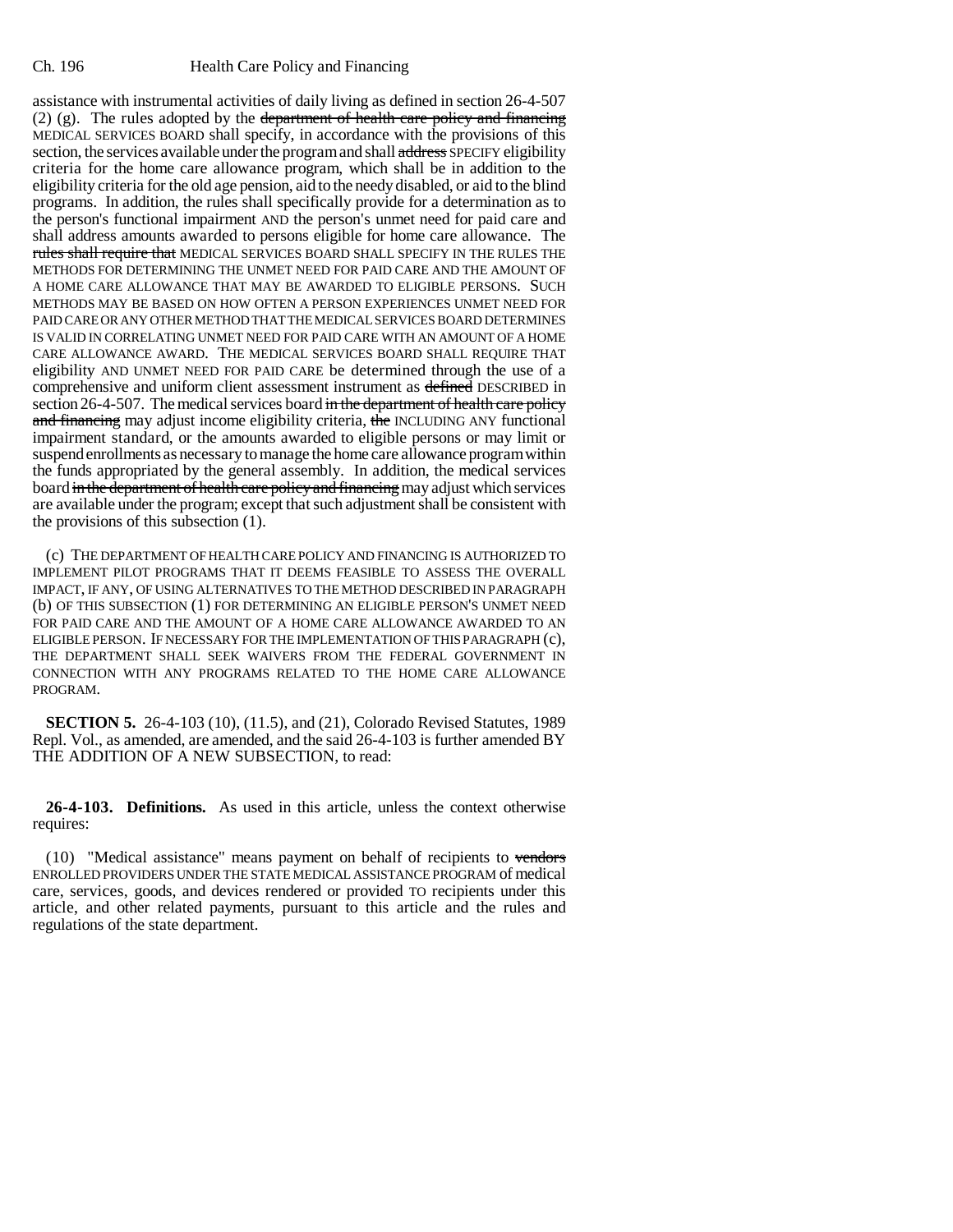assistance with instrumental activities of daily living as defined in section 26-4-507 (2) (g). The rules adopted by the ~~department of health care policy and financing~~ MEDICAL SERVICES BOARD shall specify, in accordance with the provisions of this section, the services available under the program and shall ~~address~~ SPECIFY eligibility criteria for the home care allowance program, which shall be in addition to the eligibility criteria for the old age pension, aid to the needy disabled, or aid to the blind programs. In addition, the rules shall specifically provide for a determination as to the person's functional impairment AND the person's unmet need for paid care and shall address amounts awarded to persons eligible for home care allowance. The ~~rules shall require that~~ MEDICAL SERVICES BOARD SHALL SPECIFY IN THE RULES THE METHODS FOR DETERMINING THE UNMET NEED FOR PAID CARE AND THE AMOUNT OF A HOME CARE ALLOWANCE THAT MAY BE AWARDED TO ELIGIBLE PERSONS. SUCH METHODS MAY BE BASED ON HOW OFTEN A PERSON EXPERIENCES UNMET NEED FOR PAID CARE OR ANY OTHER METHOD THAT THE MEDICAL SERVICES BOARD DETERMINES IS VALID IN CORRELATING UNMET NEED FOR PAID CARE WITH AN AMOUNT OF A HOME CARE ALLOWANCE AWARD. THE MEDICAL SERVICES BOARD SHALL REQUIRE THAT eligibility AND UNMET NEED FOR PAID CARE be determined through the use of a comprehensive and uniform client assessment instrument as ~~defined~~ DESCRIBED in section 26-4-507. The medical services board ~~in the department of health care policy and financing~~ may adjust income eligibility criteria, ~~the~~ INCLUDING ANY functional impairment standard, or the amounts awarded to eligible persons or may limit or suspend enrollments as necessary to manage the home care allowance program within the funds appropriated by the general assembly. In addition, the medical services board ~~in the department of health care policy and financing~~ may adjust which services are available under the program; except that such adjustment shall be consistent with the provisions of this subsection (1).

(c) THE DEPARTMENT OF HEALTH CARE POLICY AND FINANCING IS AUTHORIZED TO IMPLEMENT PILOT PROGRAMS THAT IT DEEMS FEASIBLE TO ASSESS THE OVERALL IMPACT, IF ANY, OF USING ALTERNATIVES TO THE METHOD DESCRIBED IN PARAGRAPH (b) OF THIS SUBSECTION (1) FOR DETERMINING AN ELIGIBLE PERSON'S UNMET NEED FOR PAID CARE AND THE AMOUNT OF A HOME CARE ALLOWANCE AWARDED TO AN ELIGIBLE PERSON. IF NECESSARY FOR THE IMPLEMENTATION OF THIS PARAGRAPH (c), THE DEPARTMENT SHALL SEEK WAIVERS FROM THE FEDERAL GOVERNMENT IN CONNECTION WITH ANY PROGRAMS RELATED TO THE HOME CARE ALLOWANCE PROGRAM.

**SECTION 5.** 26-4-103 (10), (11.5), and (21), Colorado Revised Statutes, 1989 Repl. Vol., as amended, are amended, and the said 26-4-103 is further amended BY THE ADDITION OF A NEW SUBSECTION, to read:

**26-4-103. Definitions.** As used in this article, unless the context otherwise requires:

(10) "Medical assistance" means payment on behalf of recipients to ~~vendors~~ ENROLLED PROVIDERS UNDER THE STATE MEDICAL ASSISTANCE PROGRAM of medical care, services, goods, and devices rendered or provided TO recipients under this article, and other related payments, pursuant to this article and the rules and regulations of the state department.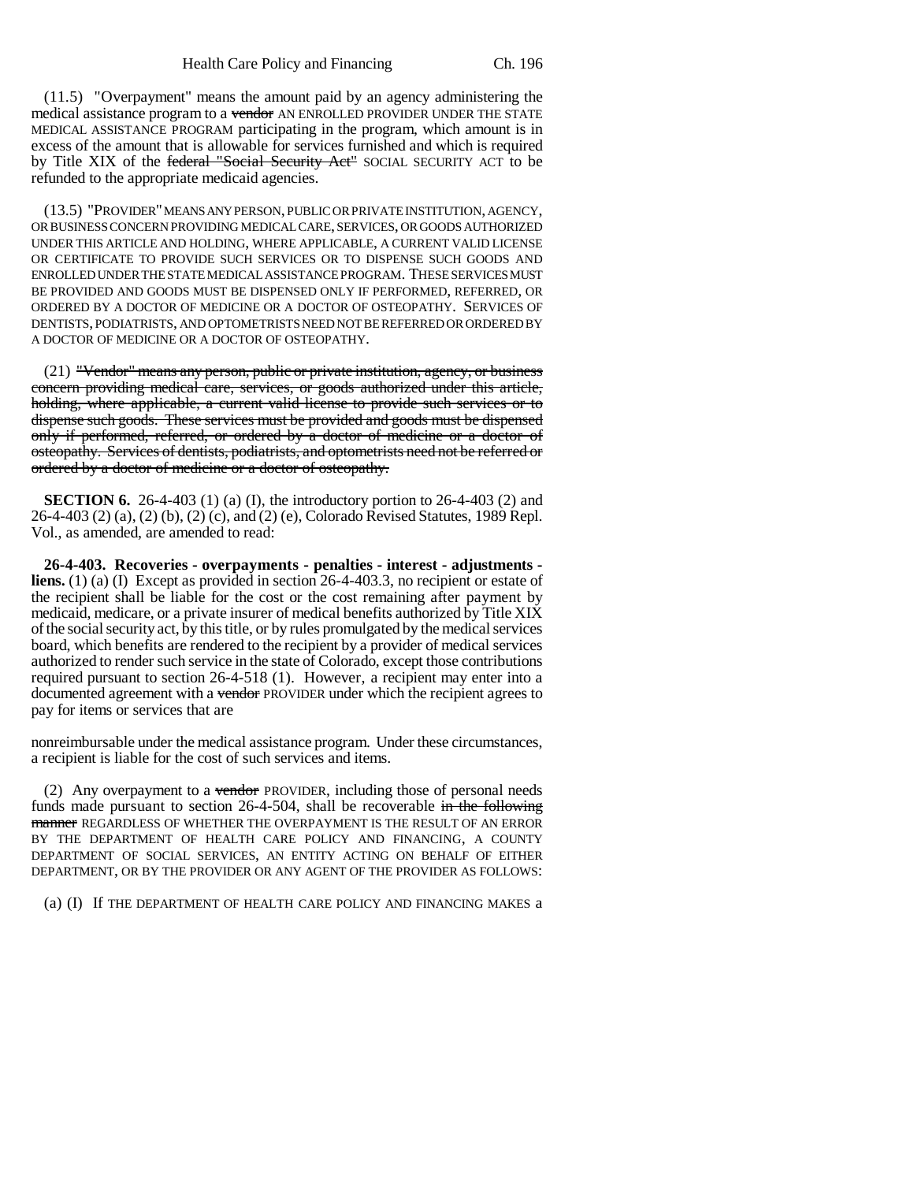(11.5) "Overpayment" means the amount paid by an agency administering the medical assistance program to a ~~vendor~~ AN ENROLLED PROVIDER UNDER THE STATE MEDICAL ASSISTANCE PROGRAM participating in the program, which amount is in excess of the amount that is allowable for services furnished and which is required by Title XIX of the ~~federal "Social Security Act"~~ SOCIAL SECURITY ACT to be refunded to the appropriate medicaid agencies.

(13.5) "PROVIDER" MEANS ANY PERSON, PUBLIC OR PRIVATE INSTITUTION, AGENCY, OR BUSINESS CONCERN PROVIDING MEDICAL CARE, SERVICES, OR GOODS AUTHORIZED UNDER THIS ARTICLE AND HOLDING, WHERE APPLICABLE, A CURRENT VALID LICENSE OR CERTIFICATE TO PROVIDE SUCH SERVICES OR TO DISPENSE SUCH GOODS AND ENROLLED UNDER THE STATE MEDICAL ASSISTANCE PROGRAM. THESE SERVICES MUST BE PROVIDED AND GOODS MUST BE DISPENSED ONLY IF PERFORMED, REFERRED, OR ORDERED BY A DOCTOR OF MEDICINE OR A DOCTOR OF OSTEOPATHY. SERVICES OF DENTISTS, PODIATRISTS, AND OPTOMETRISTS NEED NOT BE REFERRED OR ORDERED BY A DOCTOR OF MEDICINE OR A DOCTOR OF OSTEOPATHY.

(21) ~~"Vendor" means any person, public or private institution, agency, or business concern providing medical care, services, or goods authorized under this article, holding, where applicable, a current valid license to provide such services or to dispense such goods. These services must be provided and goods must be dispensed only if performed, referred, or ordered by a doctor of medicine or a doctor of osteopathy. Services of dentists, podiatrists, and optometrists need not be referred or ordered by a doctor of medicine or a doctor of osteopathy.~~

**SECTION 6.** 26-4-403 (1) (a) (I), the introductory portion to 26-4-403 (2) and 26-4-403 (2) (a), (2) (b), (2) (c), and (2) (e), Colorado Revised Statutes, 1989 Repl. Vol., as amended, are amended to read:

**26-4-403. Recoveries - overpayments - penalties - interest - adjustments - liens.** (1) (a) (I) Except as provided in section 26-4-403.3, no recipient or estate of the recipient shall be liable for the cost or the cost remaining after payment by medicaid, medicare, or a private insurer of medical benefits authorized by Title XIX of the social security act, by this title, or by rules promulgated by the medical services board, which benefits are rendered to the recipient by a provider of medical services authorized to render such service in the state of Colorado, except those contributions required pursuant to section 26-4-518 (1). However, a recipient may enter into a documented agreement with a ~~vendor~~ PROVIDER under which the recipient agrees to pay for items or services that are nonreimbursable under the medical assistance program. Under these circumstances, a recipient is liable for the cost of such services and items.

(2) Any overpayment to a ~~vendor~~ PROVIDER, including those of personal needs funds made pursuant to section 26-4-504, shall be recoverable ~~in the following manner~~ REGARDLESS OF WHETHER THE OVERPAYMENT IS THE RESULT OF AN ERROR BY THE DEPARTMENT OF HEALTH CARE POLICY AND FINANCING, A COUNTY DEPARTMENT OF SOCIAL SERVICES, AN ENTITY ACTING ON BEHALF OF EITHER DEPARTMENT, OR BY THE PROVIDER OR ANY AGENT OF THE PROVIDER AS FOLLOWS:

(a) (I) IF THE DEPARTMENT OF HEALTH CARE POLICY AND FINANCING MAKES A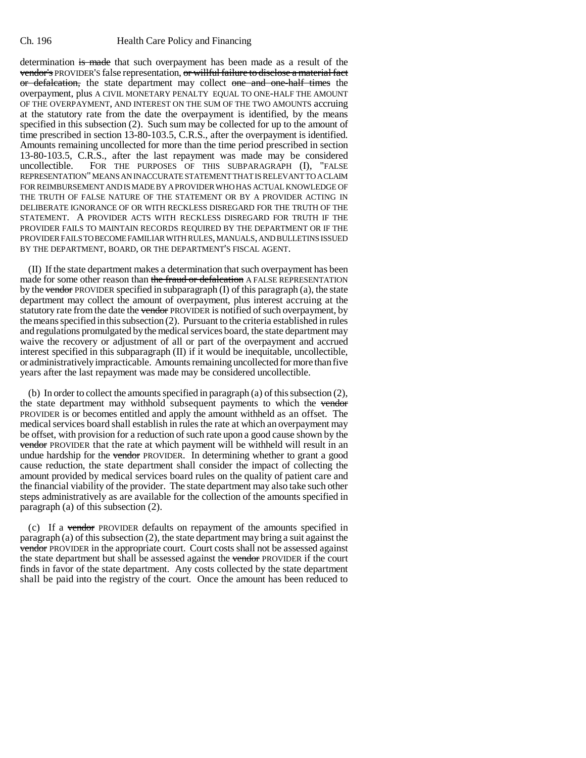determination ~~is made~~ that such overpayment has been made as a result of the ~~vendor's~~ PROVIDER'S false representation, ~~or willful failure to disclose a material fact or defalcation,~~ the state department may collect ~~one and one-half times~~ the overpayment, plus A CIVIL MONETARY PENALTY EQUAL TO ONE-HALF THE AMOUNT OF THE OVERPAYMENT, AND INTEREST ON THE SUM OF THE TWO AMOUNTS accruing at the statutory rate from the date the overpayment is identified, by the means specified in this subsection (2). Such sum may be collected for up to the amount of time prescribed in section 13-80-103.5, C.R.S., after the overpayment is identified. Amounts remaining uncollected for more than the time period prescribed in section 13-80-103.5, C.R.S., after the last repayment was made may be considered uncollectible. FOR THE PURPOSES OF THIS SUBPARAGRAPH (I), "FALSE REPRESENTATION" MEANS AN INACCURATE STATEMENT THAT IS RELEVANT TO A CLAIM FOR REIMBURSEMENT AND IS MADE BY A PROVIDER WHO HAS ACTUAL KNOWLEDGE OF THE TRUTH OF FALSE NATURE OF THE STATEMENT OR BY A PROVIDER ACTING IN DELIBERATE IGNORANCE OF OR WITH RECKLESS DISREGARD FOR THE TRUTH OF THE STATEMENT. A PROVIDER ACTS WITH RECKLESS DISREGARD FOR TRUTH IF THE PROVIDER FAILS TO MAINTAIN RECORDS REQUIRED BY THE DEPARTMENT OR IF THE PROVIDER FAILS TO BECOME FAMILIAR WITH RULES, MANUALS, AND BULLETINS ISSUED BY THE DEPARTMENT, BOARD, OR THE DEPARTMENT'S FISCAL AGENT.

(II) If the state department makes a determination that such overpayment has been made for some other reason than ~~the fraud or defalcation~~ A FALSE REPRESENTATION by the ~~vendor~~ PROVIDER specified in subparagraph (I) of this paragraph (a), the state department may collect the amount of overpayment, plus interest accruing at the statutory rate from the date the ~~vendor~~ PROVIDER is notified of such overpayment, by the means specified in this subsection (2). Pursuant to the criteria established in rules and regulations promulgated by the medical services board, the state department may waive the recovery or adjustment of all or part of the overpayment and accrued interest specified in this subparagraph (II) if it would be inequitable, uncollectible, or administratively impracticable. Amounts remaining uncollected for more than five years after the last repayment was made may be considered uncollectible.

(b) In order to collect the amounts specified in paragraph (a) of this subsection (2), the state department may withhold subsequent payments to which the ~~vendor~~ PROVIDER is or becomes entitled and apply the amount withheld as an offset. The medical services board shall establish in rules the rate at which an overpayment may be offset, with provision for a reduction of such rate upon a good cause shown by the ~~vendor~~ PROVIDER that the rate at which payment will be withheld will result in an undue hardship for the ~~vendor~~ PROVIDER. In determining whether to grant a good cause reduction, the state department shall consider the impact of collecting the amount provided by medical services board rules on the quality of patient care and the financial viability of the provider. The state department may also take such other steps administratively as are available for the collection of the amounts specified in paragraph (a) of this subsection (2).

(c) If a ~~vendor~~ PROVIDER defaults on repayment of the amounts specified in paragraph (a) of this subsection (2), the state department may bring a suit against the ~~vendor~~ PROVIDER in the appropriate court. Court costs shall not be assessed against the state department but shall be assessed against the ~~vendor~~ PROVIDER if the court finds in favor of the state department. Any costs collected by the state department shall be paid into the registry of the court. Once the amount has been reduced to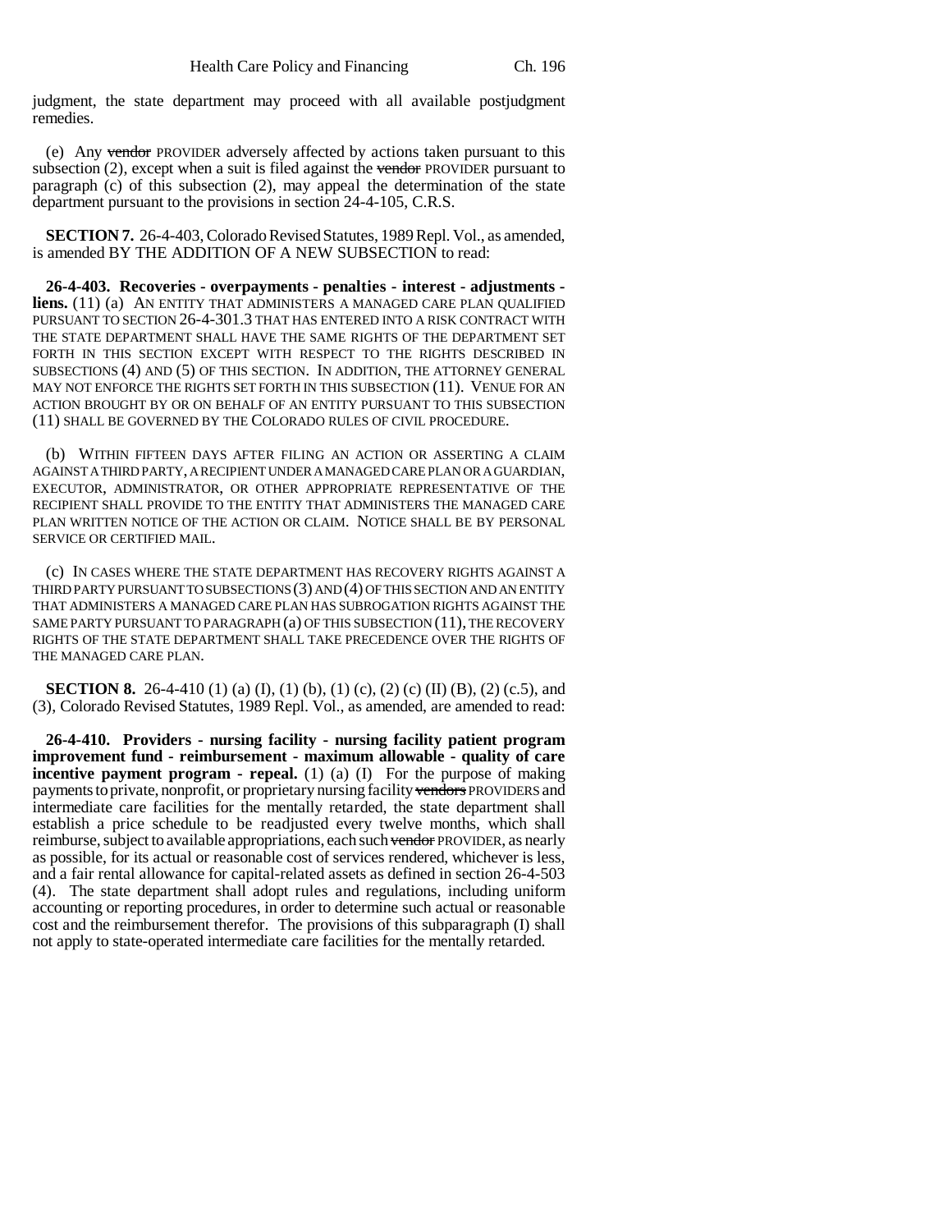judgment, the state department may proceed with all available postjudgment remedies.

(e) Any ~~vendor~~ PROVIDER adversely affected by actions taken pursuant to this subsection (2), except when a suit is filed against the ~~vendor~~ PROVIDER pursuant to paragraph (c) of this subsection (2), may appeal the determination of the state department pursuant to the provisions in section 24-4-105, C.R.S.

**SECTION 7.** 26-4-403, Colorado Revised Statutes, 1989 Repl. Vol., as amended, is amended BY THE ADDITION OF A NEW SUBSECTION to read:

**26-4-403. Recoveries - overpayments - penalties - interest - adjustments - liens.** (11) (a) AN ENTITY THAT ADMINISTERS A MANAGED CARE PLAN QUALIFIED PURSUANT TO SECTION 26-4-301.3 THAT HAS ENTERED INTO A RISK CONTRACT WITH THE STATE DEPARTMENT SHALL HAVE THE SAME RIGHTS OF THE DEPARTMENT SET FORTH IN THIS SECTION EXCEPT WITH RESPECT TO THE RIGHTS DESCRIBED IN SUBSECTIONS (4) AND (5) OF THIS SECTION. IN ADDITION, THE ATTORNEY GENERAL MAY NOT ENFORCE THE RIGHTS SET FORTH IN THIS SUBSECTION (11). VENUE FOR AN ACTION BROUGHT BY OR ON BEHALF OF AN ENTITY PURSUANT TO THIS SUBSECTION (11) SHALL BE GOVERNED BY THE COLORADO RULES OF CIVIL PROCEDURE.

(b) WITHIN FIFTEEN DAYS AFTER FILING AN ACTION OR ASSERTING A CLAIM AGAINST A THIRD PARTY, A RECIPIENT UNDER A MANAGED CARE PLAN OR A GUARDIAN, EXECUTOR, ADMINISTRATOR, OR OTHER APPROPRIATE REPRESENTATIVE OF THE RECIPIENT SHALL PROVIDE TO THE ENTITY THAT ADMINISTERS THE MANAGED CARE PLAN WRITTEN NOTICE OF THE ACTION OR CLAIM. NOTICE SHALL BE BY PERSONAL SERVICE OR CERTIFIED MAIL.

(c) IN CASES WHERE THE STATE DEPARTMENT HAS RECOVERY RIGHTS AGAINST A THIRD PARTY PURSUANT TO SUBSECTIONS (3) AND (4) OF THIS SECTION AND AN ENTITY THAT ADMINISTERS A MANAGED CARE PLAN HAS SUBROGATION RIGHTS AGAINST THE SAME PARTY PURSUANT TO PARAGRAPH (a) OF THIS SUBSECTION (11), THE RECOVERY RIGHTS OF THE STATE DEPARTMENT SHALL TAKE PRECEDENCE OVER THE RIGHTS OF THE MANAGED CARE PLAN.

**SECTION 8.** 26-4-410 (1) (a) (I), (1) (b), (1) (c), (2) (c) (II) (B), (2) (c.5), and (3), Colorado Revised Statutes, 1989 Repl. Vol., as amended, are amended to read:

**26-4-410. Providers - nursing facility - nursing facility patient program improvement fund - reimbursement - maximum allowable - quality of care incentive payment program - repeal.** (1) (a) (I) For the purpose of making payments to private, nonprofit, or proprietary nursing facility ~~vendors~~ PROVIDERS and intermediate care facilities for the mentally retarded, the state department shall establish a price schedule to be readjusted every twelve months, which shall reimburse, subject to available appropriations, each such ~~vendor~~ PROVIDER, as nearly as possible, for its actual or reasonable cost of services rendered, whichever is less, and a fair rental allowance for capital-related assets as defined in section 26-4-503 (4). The state department shall adopt rules and regulations, including uniform accounting or reporting procedures, in order to determine such actual or reasonable cost and the reimbursement therefor. The provisions of this subparagraph (I) shall not apply to state-operated intermediate care facilities for the mentally retarded.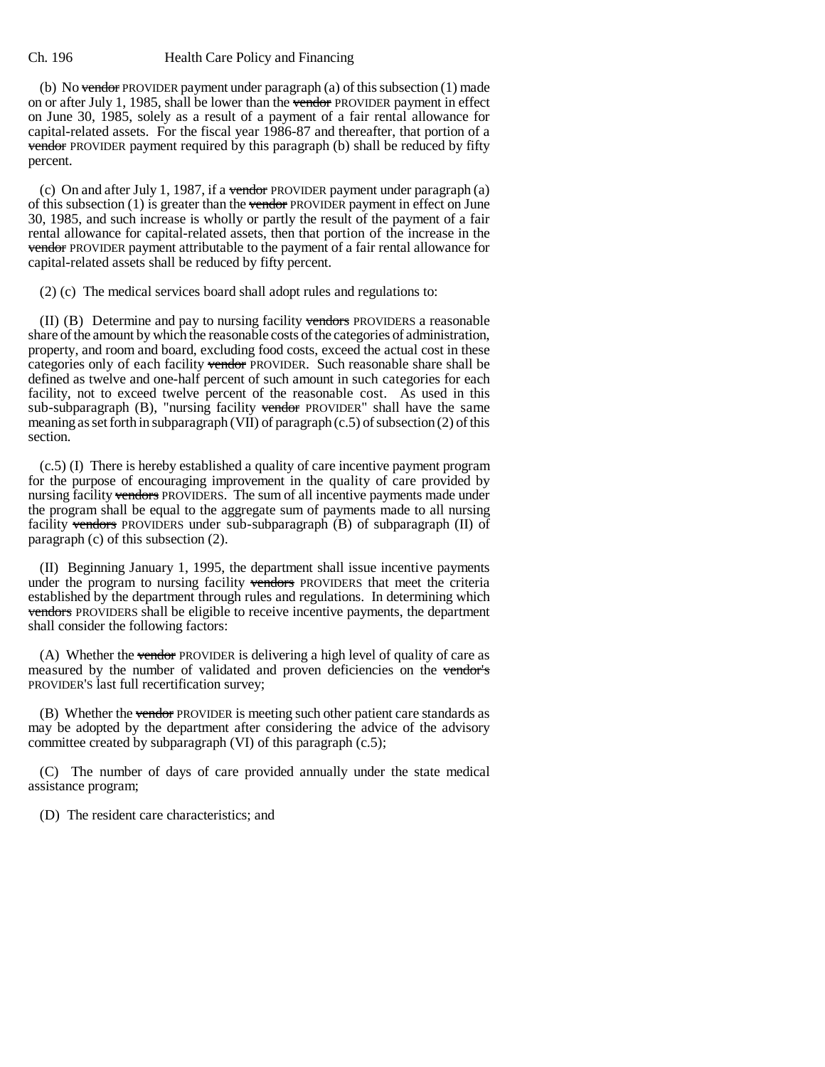(b) No ~~vendor~~ PROVIDER payment under paragraph (a) of this subsection (1) made on or after July 1, 1985, shall be lower than the ~~vendor~~ PROVIDER payment in effect on June 30, 1985, solely as a result of a payment of a fair rental allowance for capital-related assets. For the fiscal year 1986-87 and thereafter, that portion of a ~~vendor~~ PROVIDER payment required by this paragraph (b) shall be reduced by fifty percent.

(c) On and after July 1, 1987, if a ~~vendor~~ PROVIDER payment under paragraph (a) of this subsection (1) is greater than the ~~vendor~~ PROVIDER payment in effect on June 30, 1985, and such increase is wholly or partly the result of the payment of a fair rental allowance for capital-related assets, then that portion of the increase in the ~~vendor~~ PROVIDER payment attributable to the payment of a fair rental allowance for capital-related assets shall be reduced by fifty percent.

(2) (c) The medical services board shall adopt rules and regulations to:

(II) (B) Determine and pay to nursing facility ~~vendors~~ PROVIDERS a reasonable share of the amount by which the reasonable costs of the categories of administration, property, and room and board, excluding food costs, exceed the actual cost in these categories only of each facility ~~vendor~~ PROVIDER. Such reasonable share shall be defined as twelve and one-half percent of such amount in such categories for each facility, not to exceed twelve percent of the reasonable cost. As used in this sub-subparagraph (B), "nursing facility ~~vendor~~ PROVIDER" shall have the same meaning as set forth in subparagraph (VII) of paragraph (c.5) of subsection (2) of this section.

(c.5) (I) There is hereby established a quality of care incentive payment program for the purpose of encouraging improvement in the quality of care provided by nursing facility ~~vendors~~ PROVIDERS. The sum of all incentive payments made under the program shall be equal to the aggregate sum of payments made to all nursing facility ~~vendors~~ PROVIDERS under sub-subparagraph (B) of subparagraph (II) of paragraph (c) of this subsection (2).

(II) Beginning January 1, 1995, the department shall issue incentive payments under the program to nursing facility ~~vendors~~ PROVIDERS that meet the criteria established by the department through rules and regulations. In determining which ~~vendors~~ PROVIDERS shall be eligible to receive incentive payments, the department shall consider the following factors:

(A) Whether the ~~vendor~~ PROVIDER is delivering a high level of quality of care as measured by the number of validated and proven deficiencies on the ~~vendor's~~ PROVIDER'S last full recertification survey;

(B) Whether the ~~vendor~~ PROVIDER is meeting such other patient care standards as may be adopted by the department after considering the advice of the advisory committee created by subparagraph (VI) of this paragraph (c.5);

(C) The number of days of care provided annually under the state medical assistance program;

(D) The resident care characteristics; and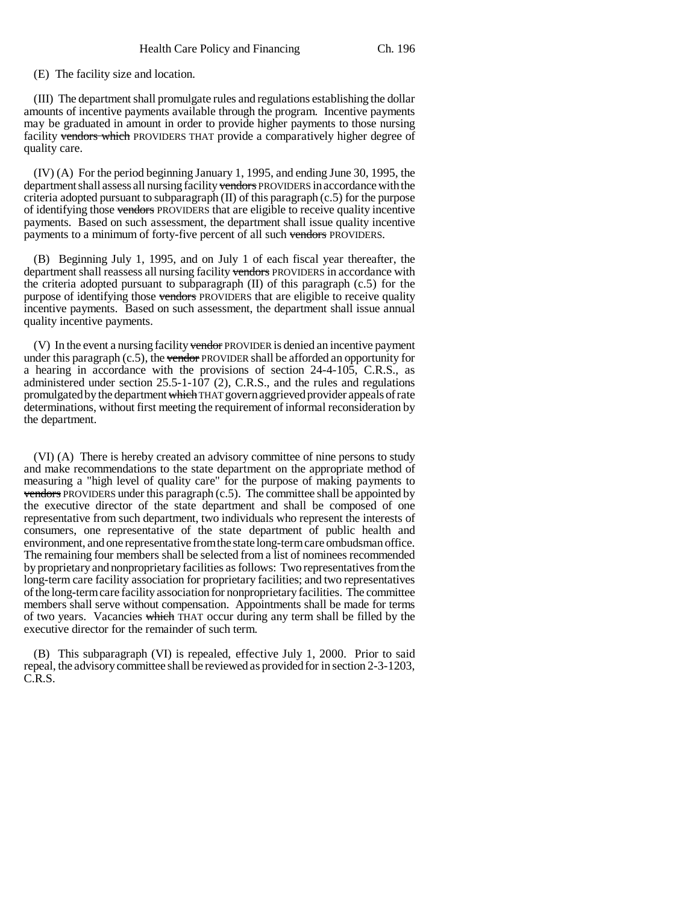(E) The facility size and location.

(III) The department shall promulgate rules and regulations establishing the dollar amounts of incentive payments available through the program. Incentive payments may be graduated in amount in order to provide higher payments to those nursing facility ~~vendors which~~ PROVIDERS THAT provide a comparatively higher degree of quality care.

(IV) (A) For the period beginning January 1, 1995, and ending June 30, 1995, the department shall assess all nursing facility ~~vendors~~ PROVIDERS in accordance with the criteria adopted pursuant to subparagraph (II) of this paragraph (c.5) for the purpose of identifying those ~~vendors~~ PROVIDERS that are eligible to receive quality incentive payments. Based on such assessment, the department shall issue quality incentive payments to a minimum of forty-five percent of all such ~~vendors~~ PROVIDERS.

(B) Beginning July 1, 1995, and on July 1 of each fiscal year thereafter, the department shall reassess all nursing facility ~~vendors~~ PROVIDERS in accordance with the criteria adopted pursuant to subparagraph (II) of this paragraph (c.5) for the purpose of identifying those ~~vendors~~ PROVIDERS that are eligible to receive quality incentive payments. Based on such assessment, the department shall issue annual quality incentive payments.

(V) In the event a nursing facility ~~vendor~~ PROVIDER is denied an incentive payment under this paragraph (c.5), the ~~vendor~~ PROVIDER shall be afforded an opportunity for a hearing in accordance with the provisions of section 24-4-105, C.R.S., as administered under section 25.5-1-107 (2), C.R.S., and the rules and regulations promulgated by the department ~~which~~ THAT govern aggrieved provider appeals of rate determinations, without first meeting the requirement of informal reconsideration by the department.

(VI) (A) There is hereby created an advisory committee of nine persons to study and make recommendations to the state department on the appropriate method of measuring a "high level of quality care" for the purpose of making payments to ~~vendors~~ PROVIDERS under this paragraph (c.5). The committee shall be appointed by the executive director of the state department and shall be composed of one representative from such department, two individuals who represent the interests of consumers, one representative of the state department of public health and environment, and one representative from the state long-term care ombudsman office. The remaining four members shall be selected from a list of nominees recommended by proprietary and nonproprietary facilities as follows: Two representatives from the long-term care facility association for proprietary facilities; and two representatives of the long-term care facility association for nonproprietary facilities. The committee members shall serve without compensation. Appointments shall be made for terms of two years. Vacancies ~~which~~ THAT occur during any term shall be filled by the executive director for the remainder of such term.

(B) This subparagraph (VI) is repealed, effective July 1, 2000. Prior to said repeal, the advisory committee shall be reviewed as provided for in section 2-3-1203, C.R.S.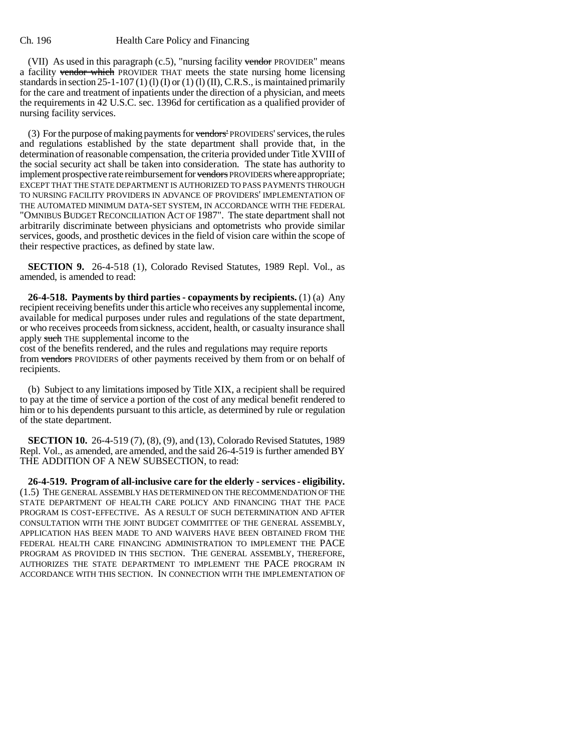(VII) As used in this paragraph (c.5), "nursing facility ~~vendor~~ PROVIDER" means a facility ~~vendor which~~ PROVIDER THAT meets the state nursing home licensing standards in section 25-1-107 (1) (l) (I) or (1) (l) (II), C.R.S., is maintained primarily for the care and treatment of inpatients under the direction of a physician, and meets the requirements in 42 U.S.C. sec. 1396d for certification as a qualified provider of nursing facility services.

(3) For the purpose of making payments for ~~vendors'~~ PROVIDERS' services, the rules and regulations established by the state department shall provide that, in the determination of reasonable compensation, the criteria provided under Title XVIII of the social security act shall be taken into consideration. The state has authority to implement prospective rate reimbursement for ~~vendors~~ PROVIDERS where appropriate; EXCEPT THAT THE STATE DEPARTMENT IS AUTHORIZED TO PASS PAYMENTS THROUGH TO NURSING FACILITY PROVIDERS IN ADVANCE OF PROVIDERS' IMPLEMENTATION OF THE AUTOMATED MINIMUM DATA-SET SYSTEM, IN ACCORDANCE WITH THE FEDERAL "OMNIBUS BUDGET RECONCILIATION ACT OF 1987". The state department shall not arbitrarily discriminate between physicians and optometrists who provide similar services, goods, and prosthetic devices in the field of vision care within the scope of their respective practices, as defined by state law.

**SECTION 9.** 26-4-518 (1), Colorado Revised Statutes, 1989 Repl. Vol., as amended, is amended to read:

**26-4-518. Payments by third parties - copayments by recipients.** (1) (a) Any recipient receiving benefits under this article who receives any supplemental income, available for medical purposes under rules and regulations of the state department, or who receives proceeds from sickness, accident, health, or casualty insurance shall apply ~~such~~ THE supplemental income to the cost of the benefits rendered, and the rules and regulations may require reports from ~~vendors~~ PROVIDERS of other payments received by them from or on behalf of recipients.

(b) Subject to any limitations imposed by Title XIX, a recipient shall be required to pay at the time of service a portion of the cost of any medical benefit rendered to him or to his dependents pursuant to this article, as determined by rule or regulation of the state department.

**SECTION 10.** 26-4-519 (7), (8), (9), and (13), Colorado Revised Statutes, 1989 Repl. Vol., as amended, are amended, and the said 26-4-519 is further amended BY THE ADDITION OF A NEW SUBSECTION, to read:

**26-4-519. Program of all-inclusive care for the elderly - services - eligibility.** (1.5) THE GENERAL ASSEMBLY HAS DETERMINED ON THE RECOMMENDATION OF THE STATE DEPARTMENT OF HEALTH CARE POLICY AND FINANCING THAT THE PACE PROGRAM IS COST-EFFECTIVE. AS A RESULT OF SUCH DETERMINATION AND AFTER CONSULTATION WITH THE JOINT BUDGET COMMITTEE OF THE GENERAL ASSEMBLY, APPLICATION HAS BEEN MADE TO AND WAIVERS HAVE BEEN OBTAINED FROM THE FEDERAL HEALTH CARE FINANCING ADMINISTRATION TO IMPLEMENT THE PACE PROGRAM AS PROVIDED IN THIS SECTION. THE GENERAL ASSEMBLY, THEREFORE, AUTHORIZES THE STATE DEPARTMENT TO IMPLEMENT THE PACE PROGRAM IN ACCORDANCE WITH THIS SECTION. IN CONNECTION WITH THE IMPLEMENTATION OF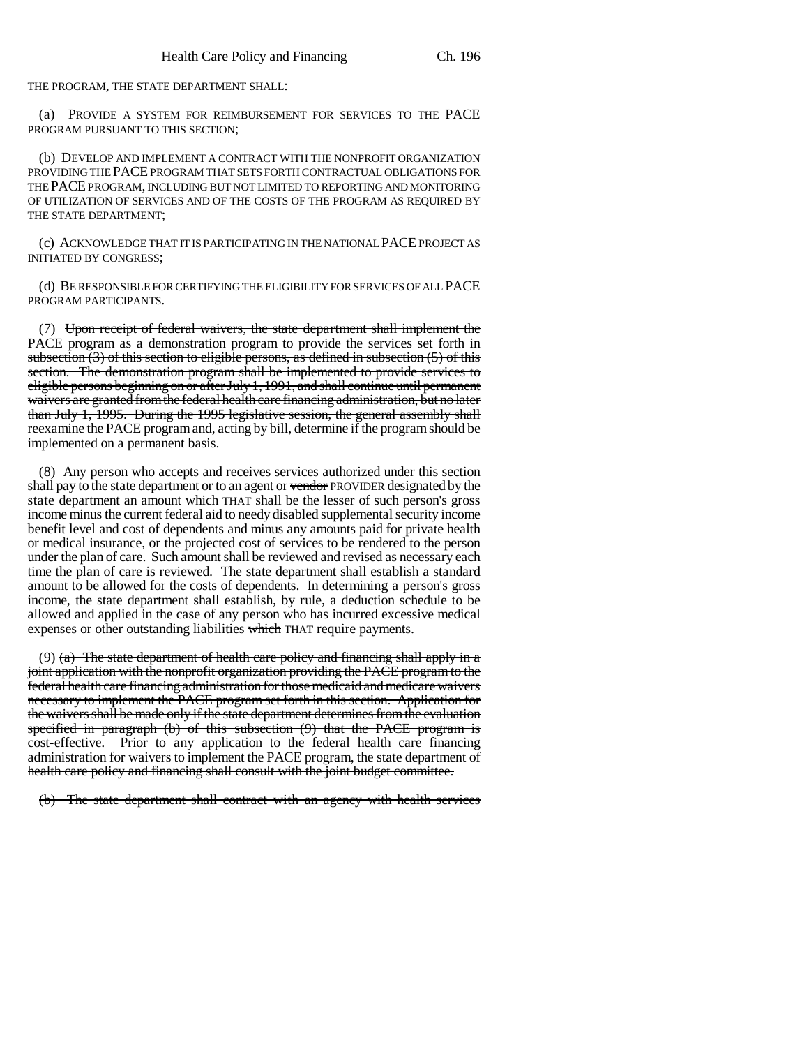THE PROGRAM, THE STATE DEPARTMENT SHALL:

(a) PROVIDE A SYSTEM FOR REIMBURSEMENT FOR SERVICES TO THE PACE PROGRAM PURSUANT TO THIS SECTION;

(b) DEVELOP AND IMPLEMENT A CONTRACT WITH THE NONPROFIT ORGANIZATION PROVIDING THE PACE PROGRAM THAT SETS FORTH CONTRACTUAL OBLIGATIONS FOR THE PACE PROGRAM, INCLUDING BUT NOT LIMITED TO REPORTING AND MONITORING OF UTILIZATION OF SERVICES AND OF THE COSTS OF THE PROGRAM AS REQUIRED BY THE STATE DEPARTMENT;

(c) ACKNOWLEDGE THAT IT IS PARTICIPATING IN THE NATIONAL PACE PROJECT AS INITIATED BY CONGRESS;

(d) BE RESPONSIBLE FOR CERTIFYING THE ELIGIBILITY FOR SERVICES OF ALL PACE PROGRAM PARTICIPANTS.

(7) ~~Upon receipt of federal waivers, the state department shall implement the PACE program as a demonstration program to provide the services set forth in subsection (3) of this section to eligible persons, as defined in subsection (5) of this section. The demonstration program shall be implemented to provide services to eligible persons beginning on or after July 1, 1991, and shall continue until permanent waivers are granted from the federal health care financing administration, but no later than July 1, 1995. During the 1995 legislative session, the general assembly shall reexamine the PACE program and, acting by bill, determine if the program should be implemented on a permanent basis.~~

(8) Any person who accepts and receives services authorized under this section shall pay to the state department or to an agent or ~~vendor~~ PROVIDER designated by the state department an amount ~~which~~ THAT shall be the lesser of such person's gross income minus the current federal aid to needy disabled supplemental security income benefit level and cost of dependents and minus any amounts paid for private health or medical insurance, or the projected cost of services to be rendered to the person under the plan of care. Such amount shall be reviewed and revised as necessary each time the plan of care is reviewed. The state department shall establish a standard amount to be allowed for the costs of dependents. In determining a person's gross income, the state department shall establish, by rule, a deduction schedule to be allowed and applied in the case of any person who has incurred excessive medical expenses or other outstanding liabilities ~~which~~ THAT require payments.

(9) ~~(a) The state department of health care policy and financing shall apply in a joint application with the nonprofit organization providing the PACE program to the federal health care financing administration for those medicaid and medicare waivers necessary to implement the PACE program set forth in this section. Application for the waivers shall be made only if the state department determines from the evaluation specified in paragraph (b) of this subsection (9) that the PACE program is cost-effective. Prior to any application to the federal health care financing administration for waivers to implement the PACE program, the state department of health care policy and financing shall consult with the joint budget committee.~~

~~(b) The state department shall contract with an agency with health services~~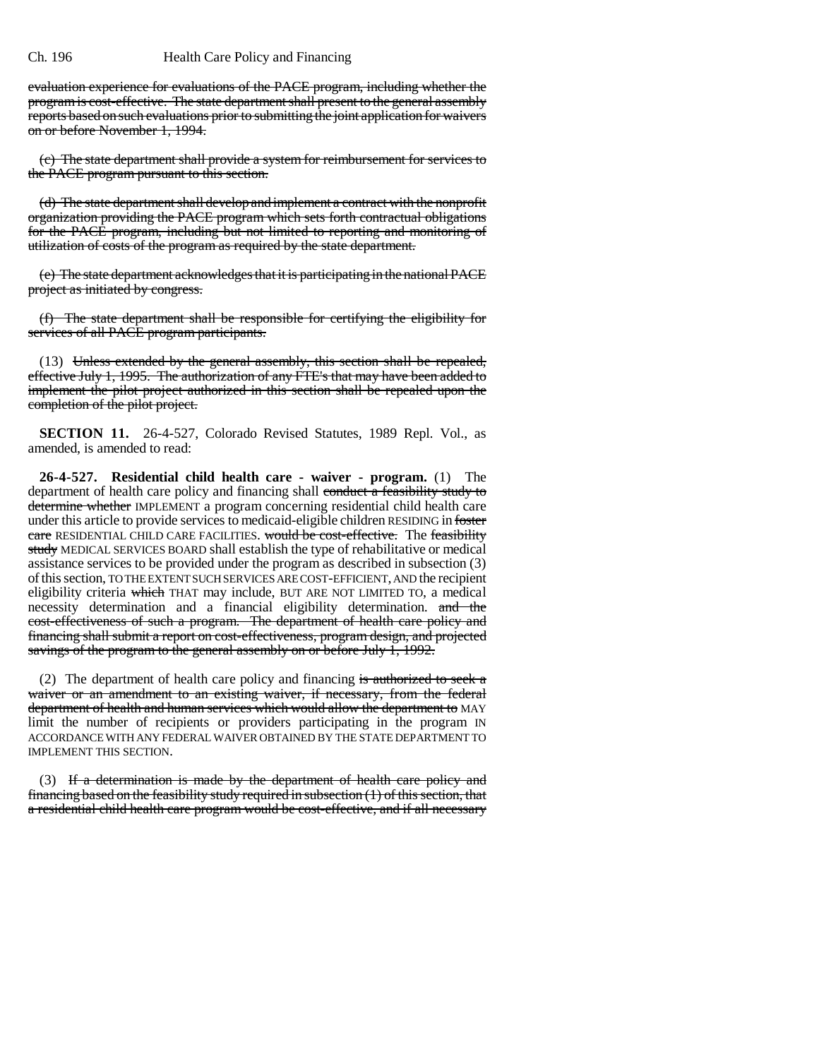evaluation experience for evaluations of the PACE program, including whether the program is cost-effective. The state department shall present to the general assembly reports based on such evaluations prior to submitting the joint application for waivers on or before November 1, 1994.

(c) The state department shall provide a system for reimbursement for services to the PACE program pursuant to this section.

(d) The state department shall develop and implement a contract with the nonprofit organization providing the PACE program which sets forth contractual obligations for the PACE program, including but not limited to reporting and monitoring of utilization of costs of the program as required by the state department.

(e) The state department acknowledges that it is participating in the national PACE project as initiated by congress.

(f) The state department shall be responsible for certifying the eligibility for services of all PACE program participants.

(13) Unless extended by the general assembly, this section shall be repealed, effective July 1, 1995. The authorization of any FTE's that may have been added to implement the pilot project authorized in this section shall be repealed upon the completion of the pilot project.

**SECTION 11.** 26-4-527, Colorado Revised Statutes, 1989 Repl. Vol., as amended, is amended to read:

**26-4-527. Residential child health care - waiver - program.** (1) The department of health care policy and financing shall conduct a feasibility study to determine whether IMPLEMENT a program concerning residential child health care under this article to provide services to medicaid-eligible children RESIDING in foster care RESIDENTIAL CHILD CARE FACILITIES. would be cost-effective. The feasibility study MEDICAL SERVICES BOARD shall establish the type of rehabilitative or medical assistance services to be provided under the program as described in subsection (3) of this section, TO THE EXTENT SUCH SERVICES ARE COST-EFFICIENT, AND the recipient eligibility criteria which THAT may include, BUT ARE NOT LIMITED TO, a medical necessity determination and a financial eligibility determination. and the cost-effectiveness of such a program. The department of health care policy and financing shall submit a report on cost-effectiveness, program design, and projected savings of the program to the general assembly on or before July 1, 1992.

(2) The department of health care policy and financing is authorized to seek a waiver or an amendment to an existing waiver, if necessary, from the federal department of health and human services which would allow the department to MAY limit the number of recipients or providers participating in the program IN ACCORDANCE WITH ANY FEDERAL WAIVER OBTAINED BY THE STATE DEPARTMENT TO IMPLEMENT THIS SECTION.

(3) If a determination is made by the department of health care policy and financing based on the feasibility study required in subsection (1) of this section, that a residential child health care program would be cost-effective, and if all necessary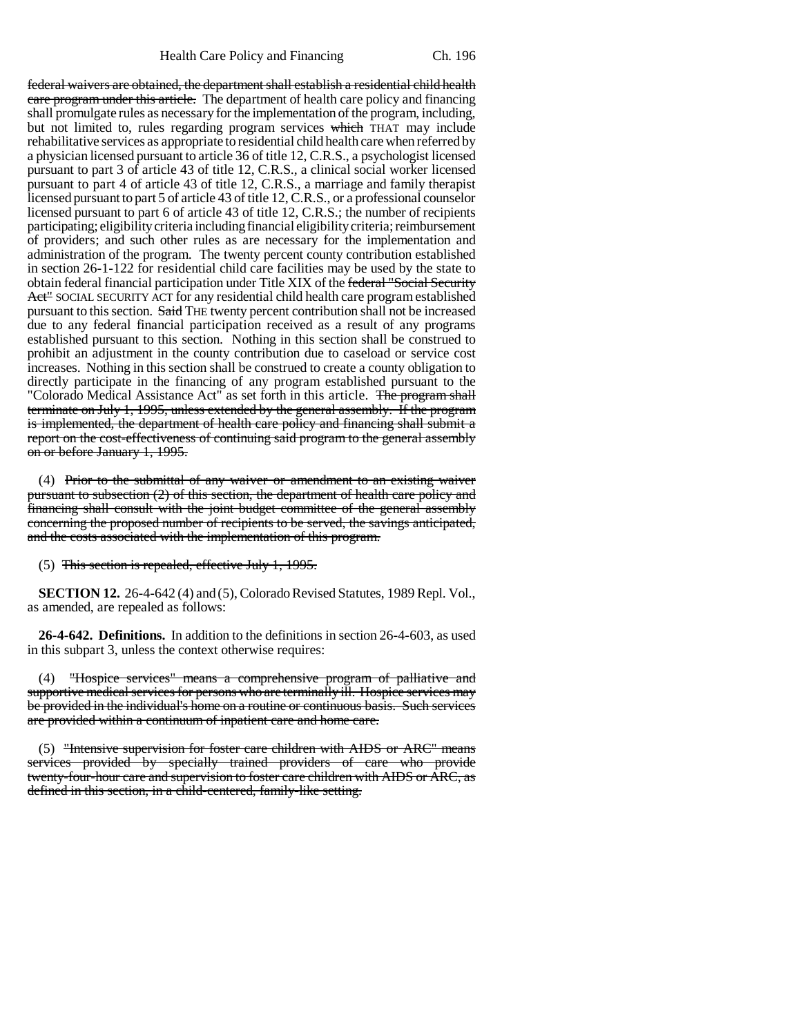federal waivers are obtained, the department shall establish a residential child health care program under this article. The department of health care policy and financing shall promulgate rules as necessary for the implementation of the program, including, but not limited to, rules regarding program services which THAT may include rehabilitative services as appropriate to residential child health care when referred by a physician licensed pursuant to article 36 of title 12, C.R.S., a psychologist licensed pursuant to part 3 of article 43 of title 12, C.R.S., a clinical social worker licensed pursuant to part 4 of article 43 of title 12, C.R.S., a marriage and family therapist licensed pursuant to part 5 of article 43 of title 12, C.R.S., or a professional counselor licensed pursuant to part 6 of article 43 of title 12, C.R.S.; the number of recipients participating; eligibility criteria including financial eligibility criteria; reimbursement of providers; and such other rules as are necessary for the implementation and administration of the program. The twenty percent county contribution established in section 26-1-122 for residential child care facilities may be used by the state to obtain federal financial participation under Title XIX of the federal "Social Security Act" SOCIAL SECURITY ACT for any residential child health care program established pursuant to this section. Said THE twenty percent contribution shall not be increased due to any federal financial participation received as a result of any programs established pursuant to this section. Nothing in this section shall be construed to prohibit an adjustment in the county contribution due to caseload or service cost increases. Nothing in this section shall be construed to create a county obligation to directly participate in the financing of any program established pursuant to the "Colorado Medical Assistance Act" as set forth in this article. The program shall terminate on July 1, 1995, unless extended by the general assembly. If the program is implemented, the department of health care policy and financing shall submit a report on the cost-effectiveness of continuing said program to the general assembly on or before January 1, 1995.

(4) Prior to the submittal of any waiver or amendment to an existing waiver pursuant to subsection (2) of this section, the department of health care policy and financing shall consult with the joint budget committee of the general assembly concerning the proposed number of recipients to be served, the savings anticipated, and the costs associated with the implementation of this program.

(5) This section is repealed, effective July 1, 1995.

**SECTION 12.** 26-4-642 (4) and (5), Colorado Revised Statutes, 1989 Repl. Vol., as amended, are repealed as follows:

**26-4-642. Definitions.** In addition to the definitions in section 26-4-603, as used in this subpart 3, unless the context otherwise requires:

(4) "Hospice services" means a comprehensive program of palliative and supportive medical services for persons who are terminally ill. Hospice services may be provided in the individual's home on a routine or continuous basis. Such services are provided within a continuum of inpatient care and home care.

(5) "Intensive supervision for foster care children with AIDS or ARC" means services provided by specially trained providers of care who provide twenty-four-hour care and supervision to foster care children with AIDS or ARC, as defined in this section, in a child-centered, family-like setting.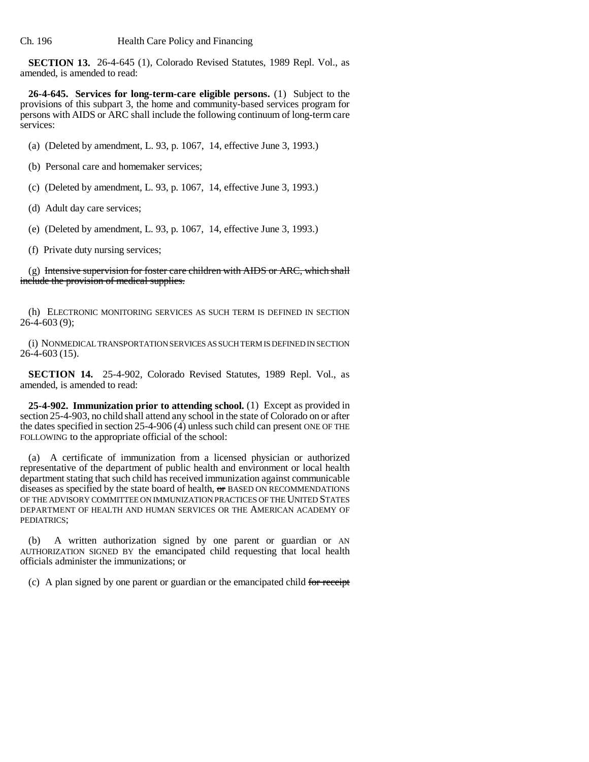**SECTION 13.** 26-4-645 (1), Colorado Revised Statutes, 1989 Repl. Vol., as amended, is amended to read:

**26-4-645. Services for long-term-care eligible persons.** (1) Subject to the provisions of this subpart 3, the home and community-based services program for persons with AIDS or ARC shall include the following continuum of long-term care services:

(a) (Deleted by amendment, L. 93, p. 1067, 14, effective June 3, 1993.)

(b) Personal care and homemaker services;

(c) (Deleted by amendment, L. 93, p. 1067, 14, effective June 3, 1993.)

(d) Adult day care services;

(e) (Deleted by amendment, L. 93, p. 1067, 14, effective June 3, 1993.)

(f) Private duty nursing services;

(g) ~~Intensive supervision for foster care children with AIDS or ARC, which shall include the provision of medical supplies.~~

(h) ELECTRONIC MONITORING SERVICES AS SUCH TERM IS DEFINED IN SECTION 26-4-603 (9);

(i) NONMEDICAL TRANSPORTATION SERVICES AS SUCH TERM IS DEFINED IN SECTION 26-4-603 (15).

**SECTION 14.** 25-4-902, Colorado Revised Statutes, 1989 Repl. Vol., as amended, is amended to read:

**25-4-902. Immunization prior to attending school.** (1) Except as provided in section 25-4-903, no child shall attend any school in the state of Colorado on or after the dates specified in section 25-4-906 (4) unless such child can present ONE OF THE FOLLOWING to the appropriate official of the school:

(a) A certificate of immunization from a licensed physician or authorized representative of the department of public health and environment or local health department stating that such child has received immunization against communicable diseases as specified by the state board of health, ~~or~~ BASED ON RECOMMENDATIONS OF THE ADVISORY COMMITTEE ON IMMUNIZATION PRACTICES OF THE UNITED STATES DEPARTMENT OF HEALTH AND HUMAN SERVICES OR THE AMERICAN ACADEMY OF PEDIATRICS;

(b) A written authorization signed by one parent or guardian or AN AUTHORIZATION SIGNED BY the emancipated child requesting that local health officials administer the immunizations; or

(c) A plan signed by one parent or guardian or the emancipated child ~~for receipt~~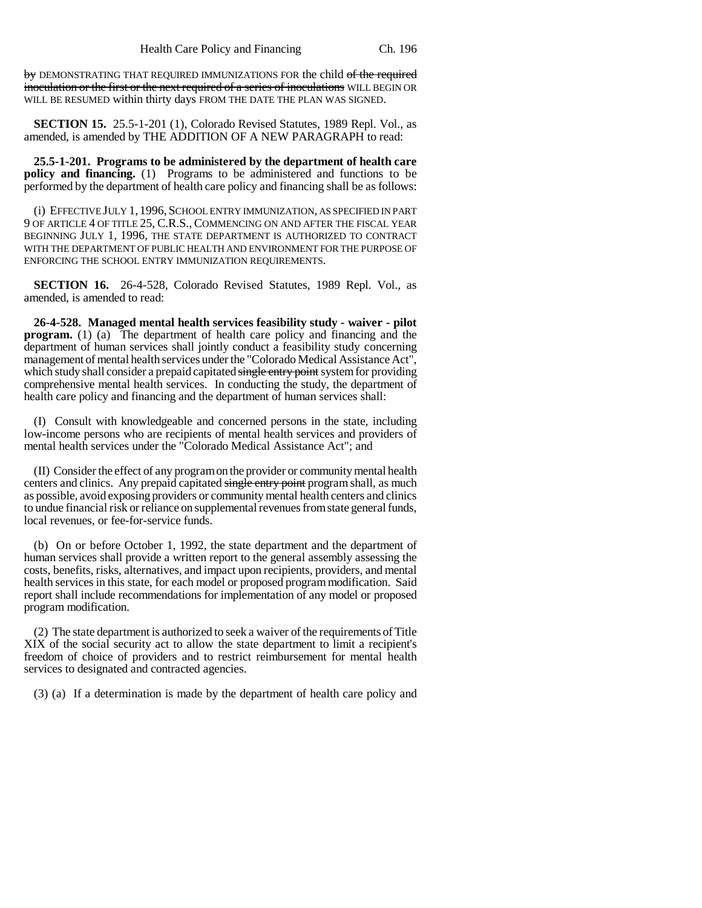~~by~~ DEMONSTRATING THAT REQUIRED IMMUNIZATIONS FOR the child ~~of the required inoculation or the first or the next required of a series of inoculations~~ WILL BEGIN OR WILL BE RESUMED within thirty days FROM THE DATE THE PLAN WAS SIGNED.

**SECTION 15.** 25.5-1-201 (1), Colorado Revised Statutes, 1989 Repl. Vol., as amended, is amended by THE ADDITION OF A NEW PARAGRAPH to read:

**25.5-1-201. Programs to be administered by the department of health care policy and financing.** (1) Programs to be administered and functions to be performed by the department of health care policy and financing shall be as follows:

(i) EFFECTIVE JULY 1, 1996, SCHOOL ENTRY IMMUNIZATION, AS SPECIFIED IN PART 9 OF ARTICLE 4 OF TITLE 25, C.R.S., COMMENCING ON AND AFTER THE FISCAL YEAR BEGINNING JULY 1, 1996, THE STATE DEPARTMENT IS AUTHORIZED TO CONTRACT WITH THE DEPARTMENT OF PUBLIC HEALTH AND ENVIRONMENT FOR THE PURPOSE OF ENFORCING THE SCHOOL ENTRY IMMUNIZATION REQUIREMENTS.

**SECTION 16.** 26-4-528, Colorado Revised Statutes, 1989 Repl. Vol., as amended, is amended to read:

**26-4-528. Managed mental health services feasibility study - waiver - pilot program.** (1) (a) The department of health care policy and financing and the department of human services shall jointly conduct a feasibility study concerning management of mental health services under the "Colorado Medical Assistance Act", which study shall consider a prepaid capitated ~~single entry point~~ system for providing comprehensive mental health services. In conducting the study, the department of health care policy and financing and the department of human services shall:

(I) Consult with knowledgeable and concerned persons in the state, including low-income persons who are recipients of mental health services and providers of mental health services under the "Colorado Medical Assistance Act"; and

(II) Consider the effect of any program on the provider or community mental health centers and clinics. Any prepaid capitated ~~single entry point~~ program shall, as much as possible, avoid exposing providers or community mental health centers and clinics to undue financial risk or reliance on supplemental revenues from state general funds, local revenues, or fee-for-service funds.

(b) On or before October 1, 1992, the state department and the department of human services shall provide a written report to the general assembly assessing the costs, benefits, risks, alternatives, and impact upon recipients, providers, and mental health services in this state, for each model or proposed program modification. Said report shall include recommendations for implementation of any model or proposed program modification.

(2) The state department is authorized to seek a waiver of the requirements of Title XIX of the social security act to allow the state department to limit a recipient's freedom of choice of providers and to restrict reimbursement for mental health services to designated and contracted agencies.

(3) (a) If a determination is made by the department of health care policy and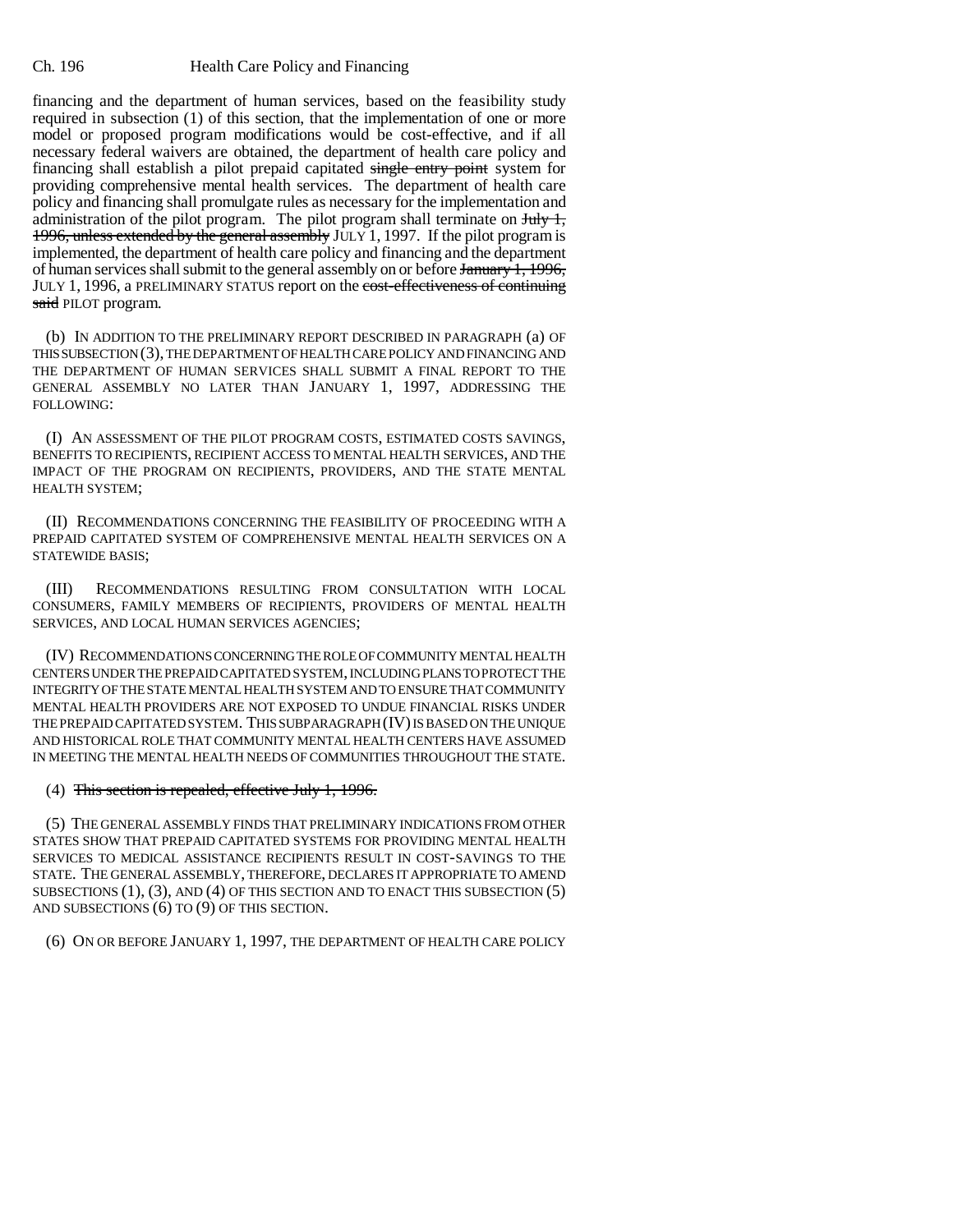financing and the department of human services, based on the feasibility study required in subsection (1) of this section, that the implementation of one or more model or proposed program modifications would be cost-effective, and if all necessary federal waivers are obtained, the department of health care policy and financing shall establish a pilot prepaid capitated ~~single entry point~~ system for providing comprehensive mental health services. The department of health care policy and financing shall promulgate rules as necessary for the implementation and administration of the pilot program. The pilot program shall terminate on ~~July 1, 1996, unless extended by the general assembly~~ JULY 1, 1997. If the pilot program is implemented, the department of health care policy and financing and the department of human services shall submit to the general assembly on or before ~~January 1, 1996,~~ JULY 1, 1996, a PRELIMINARY STATUS report on the ~~cost-effectiveness of continuing said~~ PILOT program.

(b) IN ADDITION TO THE PRELIMINARY REPORT DESCRIBED IN PARAGRAPH (a) OF THIS SUBSECTION (3), THE DEPARTMENT OF HEALTH CARE POLICY AND FINANCING AND THE DEPARTMENT OF HUMAN SERVICES SHALL SUBMIT A FINAL REPORT TO THE GENERAL ASSEMBLY NO LATER THAN JANUARY 1, 1997, ADDRESSING THE FOLLOWING:

(I) AN ASSESSMENT OF THE PILOT PROGRAM COSTS, ESTIMATED COSTS SAVINGS, BENEFITS TO RECIPIENTS, RECIPIENT ACCESS TO MENTAL HEALTH SERVICES, AND THE IMPACT OF THE PROGRAM ON RECIPIENTS, PROVIDERS, AND THE STATE MENTAL HEALTH SYSTEM;

(II) RECOMMENDATIONS CONCERNING THE FEASIBILITY OF PROCEEDING WITH A PREPAID CAPITATED SYSTEM OF COMPREHENSIVE MENTAL HEALTH SERVICES ON A STATEWIDE BASIS;

(III) RECOMMENDATIONS RESULTING FROM CONSULTATION WITH LOCAL CONSUMERS, FAMILY MEMBERS OF RECIPIENTS, PROVIDERS OF MENTAL HEALTH SERVICES, AND LOCAL HUMAN SERVICES AGENCIES;

(IV) RECOMMENDATIONS CONCERNING THE ROLE OF COMMUNITY MENTAL HEALTH CENTERS UNDER THE PREPAID CAPITATED SYSTEM, INCLUDING PLANS TO PROTECT THE INTEGRITY OF THE STATE MENTAL HEALTH SYSTEM AND TO ENSURE THAT COMMUNITY MENTAL HEALTH PROVIDERS ARE NOT EXPOSED TO UNDUE FINANCIAL RISKS UNDER THE PREPAID CAPITATED SYSTEM. THIS SUBPARAGRAPH (IV) IS BASED ON THE UNIQUE AND HISTORICAL ROLE THAT COMMUNITY MENTAL HEALTH CENTERS HAVE ASSUMED IN MEETING THE MENTAL HEALTH NEEDS OF COMMUNITIES THROUGHOUT THE STATE.

(4) ~~This section is repealed, effective July 1, 1996.~~

(5) THE GENERAL ASSEMBLY FINDS THAT PRELIMINARY INDICATIONS FROM OTHER STATES SHOW THAT PREPAID CAPITATED SYSTEMS FOR PROVIDING MENTAL HEALTH SERVICES TO MEDICAL ASSISTANCE RECIPIENTS RESULT IN COST-SAVINGS TO THE STATE. THE GENERAL ASSEMBLY, THEREFORE, DECLARES IT APPROPRIATE TO AMEND SUBSECTIONS (1), (3), AND (4) OF THIS SECTION AND TO ENACT THIS SUBSECTION (5) AND SUBSECTIONS (6) TO (9) OF THIS SECTION.

(6) ON OR BEFORE JANUARY 1, 1997, THE DEPARTMENT OF HEALTH CARE POLICY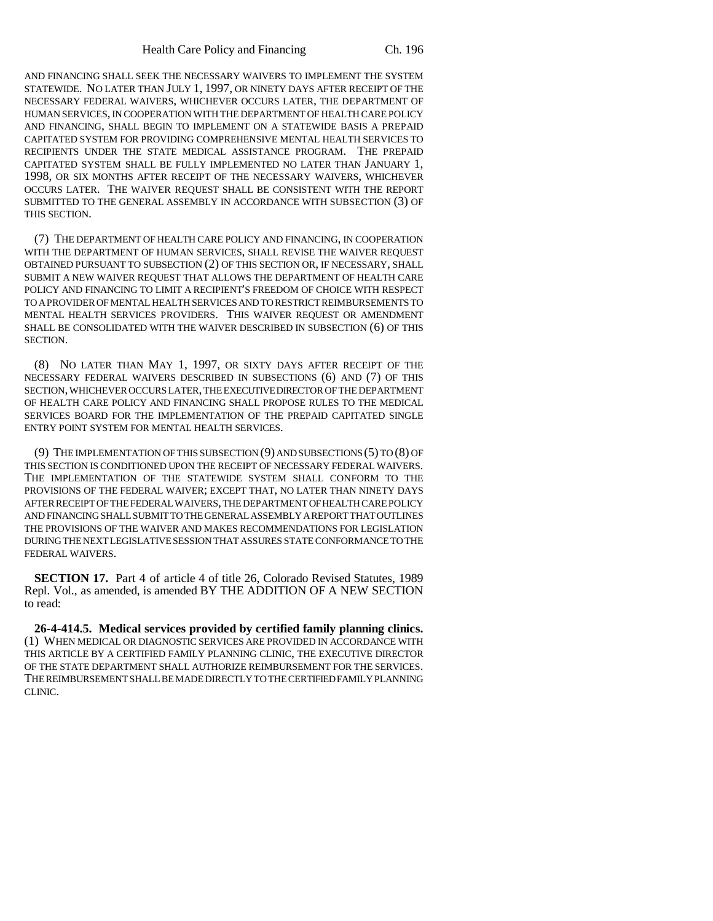AND FINANCING SHALL SEEK THE NECESSARY WAIVERS TO IMPLEMENT THE SYSTEM STATEWIDE. NO LATER THAN JULY 1, 1997, OR NINETY DAYS AFTER RECEIPT OF THE NECESSARY FEDERAL WAIVERS, WHICHEVER OCCURS LATER, THE DEPARTMENT OF HUMAN SERVICES, IN COOPERATION WITH THE DEPARTMENT OF HEALTH CARE POLICY AND FINANCING, SHALL BEGIN TO IMPLEMENT ON A STATEWIDE BASIS A PREPAID CAPITATED SYSTEM FOR PROVIDING COMPREHENSIVE MENTAL HEALTH SERVICES TO RECIPIENTS UNDER THE STATE MEDICAL ASSISTANCE PROGRAM. THE PREPAID CAPITATED SYSTEM SHALL BE FULLY IMPLEMENTED NO LATER THAN JANUARY 1, 1998, OR SIX MONTHS AFTER RECEIPT OF THE NECESSARY WAIVERS, WHICHEVER OCCURS LATER. THE WAIVER REQUEST SHALL BE CONSISTENT WITH THE REPORT SUBMITTED TO THE GENERAL ASSEMBLY IN ACCORDANCE WITH SUBSECTION (3) OF THIS SECTION.

(7) THE DEPARTMENT OF HEALTH CARE POLICY AND FINANCING, IN COOPERATION WITH THE DEPARTMENT OF HUMAN SERVICES, SHALL REVISE THE WAIVER REQUEST OBTAINED PURSUANT TO SUBSECTION (2) OF THIS SECTION OR, IF NECESSARY, SHALL SUBMIT A NEW WAIVER REQUEST THAT ALLOWS THE DEPARTMENT OF HEALTH CARE POLICY AND FINANCING TO LIMIT A RECIPIENT'S FREEDOM OF CHOICE WITH RESPECT TO A PROVIDER OF MENTAL HEALTH SERVICES AND TO RESTRICT REIMBURSEMENTS TO MENTAL HEALTH SERVICES PROVIDERS. THIS WAIVER REQUEST OR AMENDMENT SHALL BE CONSOLIDATED WITH THE WAIVER DESCRIBED IN SUBSECTION (6) OF THIS SECTION.

(8) NO LATER THAN MAY 1, 1997, OR SIXTY DAYS AFTER RECEIPT OF THE NECESSARY FEDERAL WAIVERS DESCRIBED IN SUBSECTIONS (6) AND (7) OF THIS SECTION, WHICHEVER OCCURS LATER, THE EXECUTIVE DIRECTOR OF THE DEPARTMENT OF HEALTH CARE POLICY AND FINANCING SHALL PROPOSE RULES TO THE MEDICAL SERVICES BOARD FOR THE IMPLEMENTATION OF THE PREPAID CAPITATED SINGLE ENTRY POINT SYSTEM FOR MENTAL HEALTH SERVICES.

(9) THE IMPLEMENTATION OF THIS SUBSECTION (9) AND SUBSECTIONS (5) TO (8) OF THIS SECTION IS CONDITIONED UPON THE RECEIPT OF NECESSARY FEDERAL WAIVERS. THE IMPLEMENTATION OF THE STATEWIDE SYSTEM SHALL CONFORM TO THE PROVISIONS OF THE FEDERAL WAIVER; EXCEPT THAT, NO LATER THAN NINETY DAYS AFTER RECEIPT OF THE FEDERAL WAIVERS, THE DEPARTMENT OF HEALTH CARE POLICY AND FINANCING SHALL SUBMIT TO THE GENERAL ASSEMBLY A REPORT THAT OUTLINES THE PROVISIONS OF THE WAIVER AND MAKES RECOMMENDATIONS FOR LEGISLATION DURING THE NEXT LEGISLATIVE SESSION THAT ASSURES STATE CONFORMANCE TO THE FEDERAL WAIVERS.

**SECTION 17.** Part 4 of article 4 of title 26, Colorado Revised Statutes, 1989 Repl. Vol., as amended, is amended BY THE ADDITION OF A NEW SECTION to read:

**26-4-414.5. Medical services provided by certified family planning clinics.** (1) WHEN MEDICAL OR DIAGNOSTIC SERVICES ARE PROVIDED IN ACCORDANCE WITH THIS ARTICLE BY A CERTIFIED FAMILY PLANNING CLINIC, THE EXECUTIVE DIRECTOR OF THE STATE DEPARTMENT SHALL AUTHORIZE REIMBURSEMENT FOR THE SERVICES. THE REIMBURSEMENT SHALL BE MADE DIRECTLY TO THE CERTIFIED FAMILY PLANNING CLINIC.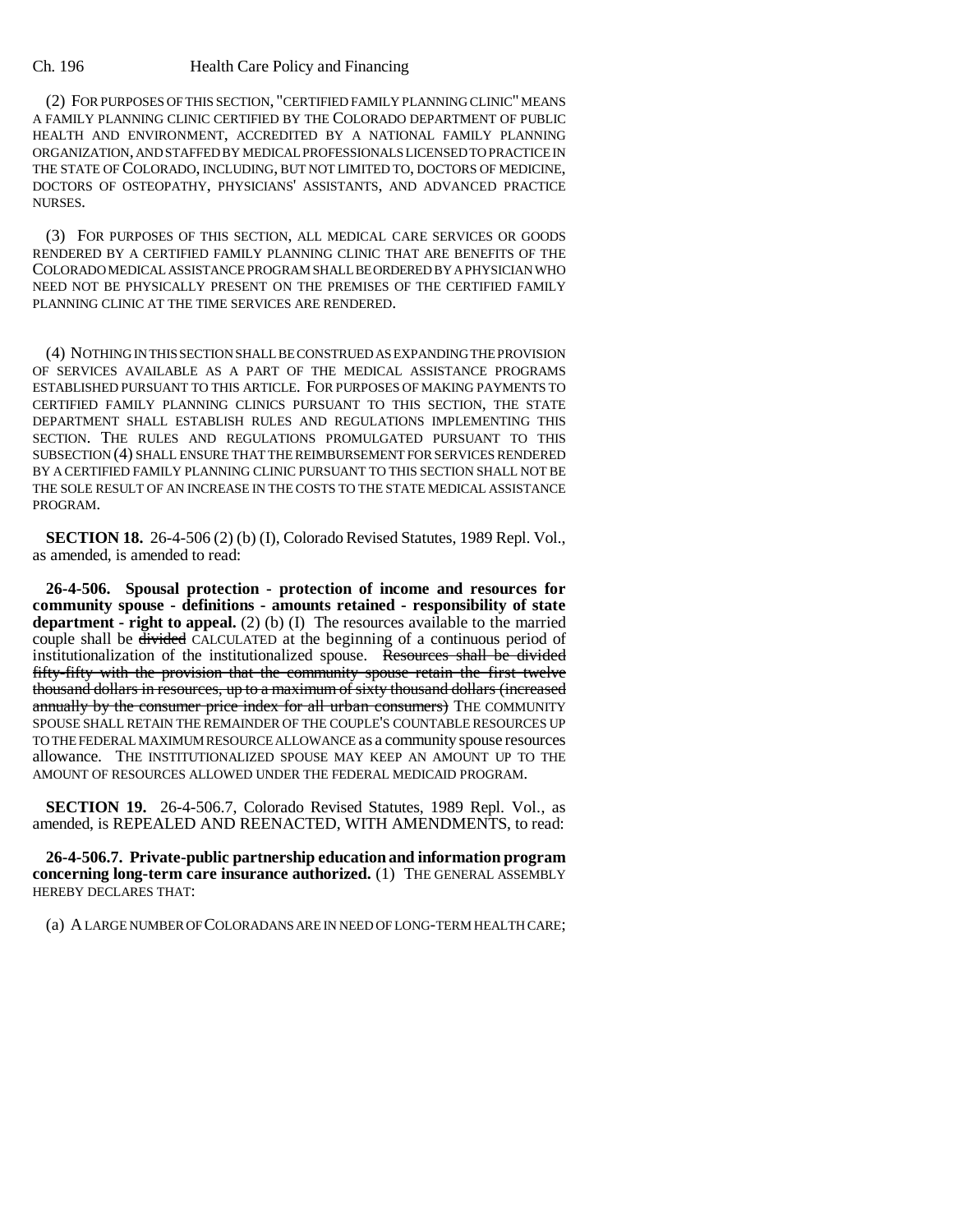(2) FOR PURPOSES OF THIS SECTION, "CERTIFIED FAMILY PLANNING CLINIC" MEANS A FAMILY PLANNING CLINIC CERTIFIED BY THE COLORADO DEPARTMENT OF PUBLIC HEALTH AND ENVIRONMENT, ACCREDITED BY A NATIONAL FAMILY PLANNING ORGANIZATION, AND STAFFED BY MEDICAL PROFESSIONALS LICENSED TO PRACTICE IN THE STATE OF COLORADO, INCLUDING, BUT NOT LIMITED TO, DOCTORS OF MEDICINE, DOCTORS OF OSTEOPATHY, PHYSICIANS' ASSISTANTS, AND ADVANCED PRACTICE NURSES.

(3) FOR PURPOSES OF THIS SECTION, ALL MEDICAL CARE SERVICES OR GOODS RENDERED BY A CERTIFIED FAMILY PLANNING CLINIC THAT ARE BENEFITS OF THE COLORADO MEDICAL ASSISTANCE PROGRAM SHALL BE ORDERED BY A PHYSICIAN WHO NEED NOT BE PHYSICALLY PRESENT ON THE PREMISES OF THE CERTIFIED FAMILY PLANNING CLINIC AT THE TIME SERVICES ARE RENDERED.

(4) NOTHING IN THIS SECTION SHALL BE CONSTRUED AS EXPANDING THE PROVISION OF SERVICES AVAILABLE AS A PART OF THE MEDICAL ASSISTANCE PROGRAMS ESTABLISHED PURSUANT TO THIS ARTICLE. FOR PURPOSES OF MAKING PAYMENTS TO CERTIFIED FAMILY PLANNING CLINICS PURSUANT TO THIS SECTION, THE STATE DEPARTMENT SHALL ESTABLISH RULES AND REGULATIONS IMPLEMENTING THIS SECTION. THE RULES AND REGULATIONS PROMULGATED PURSUANT TO THIS SUBSECTION (4) SHALL ENSURE THAT THE REIMBURSEMENT FOR SERVICES RENDERED BY A CERTIFIED FAMILY PLANNING CLINIC PURSUANT TO THIS SECTION SHALL NOT BE THE SOLE RESULT OF AN INCREASE IN THE COSTS TO THE STATE MEDICAL ASSISTANCE PROGRAM.

**SECTION 18.** 26-4-506 (2) (b) (I), Colorado Revised Statutes, 1989 Repl. Vol., as amended, is amended to read:

**26-4-506. Spousal protection - protection of income and resources for community spouse - definitions - amounts retained - responsibility of state department - right to appeal.** (2) (b) (I) The resources available to the married couple shall be ~~divided~~ CALCULATED at the beginning of a continuous period of institutionalization of the institutionalized spouse. ~~Resources shall be divided fifty-fifty with the provision that the community spouse retain the first twelve thousand dollars in resources, up to a maximum of sixty thousand dollars (increased annually by the consumer price index for all urban consumers)~~ THE COMMUNITY SPOUSE SHALL RETAIN THE REMAINDER OF THE COUPLE'S COUNTABLE RESOURCES UP TO THE FEDERAL MAXIMUM RESOURCE ALLOWANCE as a community spouse resources allowance. THE INSTITUTIONALIZED SPOUSE MAY KEEP AN AMOUNT UP TO THE AMOUNT OF RESOURCES ALLOWED UNDER THE FEDERAL MEDICAID PROGRAM.

**SECTION 19.** 26-4-506.7, Colorado Revised Statutes, 1989 Repl. Vol., as amended, is REPEALED AND REENACTED, WITH AMENDMENTS, to read:

**26-4-506.7. Private-public partnership education and information program concerning long-term care insurance authorized.** (1) THE GENERAL ASSEMBLY HEREBY DECLARES THAT:

(a) A LARGE NUMBER OF COLORADANS ARE IN NEED OF LONG-TERM HEALTH CARE;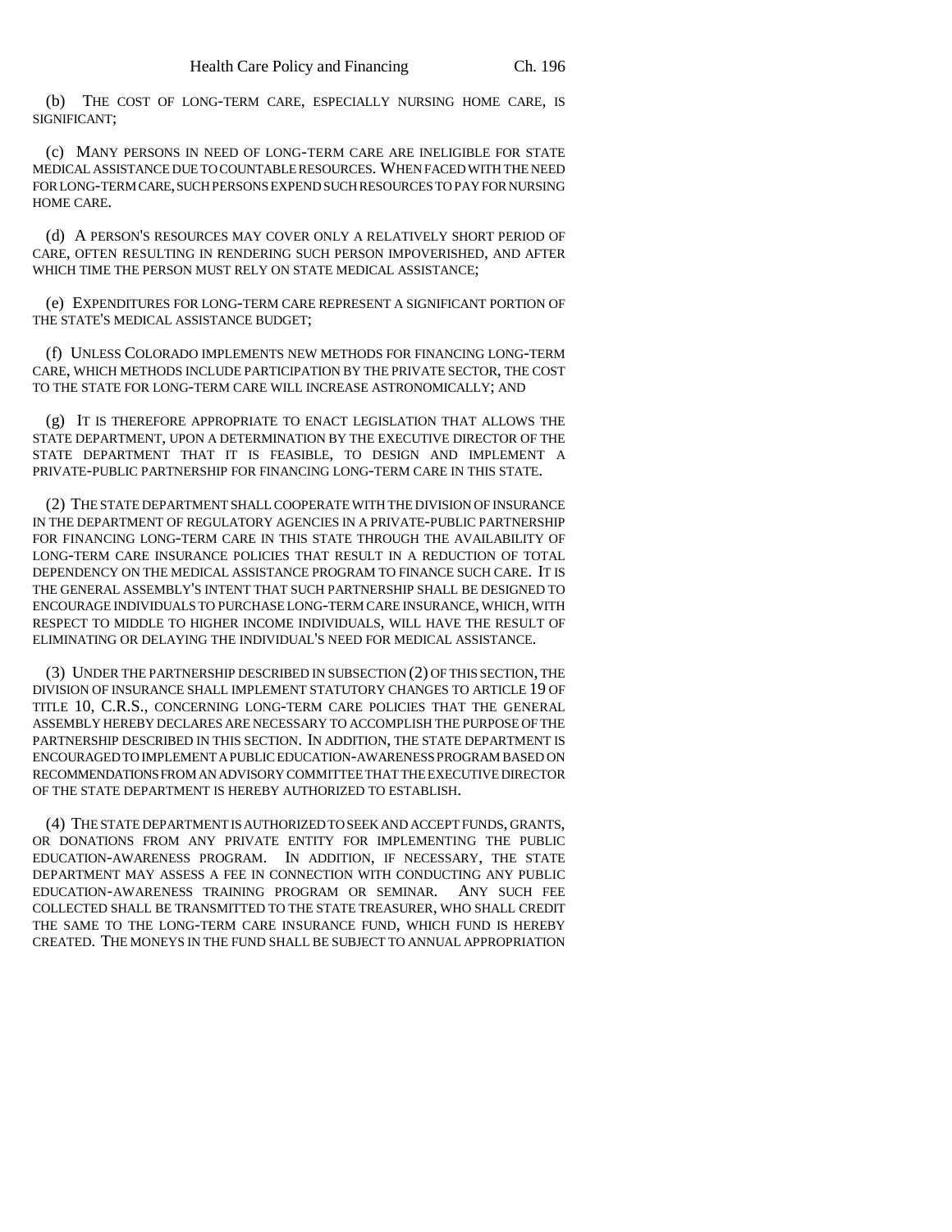(b) THE COST OF LONG-TERM CARE, ESPECIALLY NURSING HOME CARE, IS SIGNIFICANT;

(c) MANY PERSONS IN NEED OF LONG-TERM CARE ARE INELIGIBLE FOR STATE MEDICAL ASSISTANCE DUE TO COUNTABLE RESOURCES. WHEN FACED WITH THE NEED FOR LONG-TERM CARE, SUCH PERSONS EXPEND SUCH RESOURCES TO PAY FOR NURSING HOME CARE.

(d) A PERSON'S RESOURCES MAY COVER ONLY A RELATIVELY SHORT PERIOD OF CARE, OFTEN RESULTING IN RENDERING SUCH PERSON IMPOVERISHED, AND AFTER WHICH TIME THE PERSON MUST RELY ON STATE MEDICAL ASSISTANCE;

(e) EXPENDITURES FOR LONG-TERM CARE REPRESENT A SIGNIFICANT PORTION OF THE STATE'S MEDICAL ASSISTANCE BUDGET;

(f) UNLESS COLORADO IMPLEMENTS NEW METHODS FOR FINANCING LONG-TERM CARE, WHICH METHODS INCLUDE PARTICIPATION BY THE PRIVATE SECTOR, THE COST TO THE STATE FOR LONG-TERM CARE WILL INCREASE ASTRONOMICALLY; AND

(g) IT IS THEREFORE APPROPRIATE TO ENACT LEGISLATION THAT ALLOWS THE STATE DEPARTMENT, UPON A DETERMINATION BY THE EXECUTIVE DIRECTOR OF THE STATE DEPARTMENT THAT IT IS FEASIBLE, TO DESIGN AND IMPLEMENT A PRIVATE-PUBLIC PARTNERSHIP FOR FINANCING LONG-TERM CARE IN THIS STATE.

(2) THE STATE DEPARTMENT SHALL COOPERATE WITH THE DIVISION OF INSURANCE IN THE DEPARTMENT OF REGULATORY AGENCIES IN A PRIVATE-PUBLIC PARTNERSHIP FOR FINANCING LONG-TERM CARE IN THIS STATE THROUGH THE AVAILABILITY OF LONG-TERM CARE INSURANCE POLICIES THAT RESULT IN A REDUCTION OF TOTAL DEPENDENCY ON THE MEDICAL ASSISTANCE PROGRAM TO FINANCE SUCH CARE. IT IS THE GENERAL ASSEMBLY'S INTENT THAT SUCH PARTNERSHIP SHALL BE DESIGNED TO ENCOURAGE INDIVIDUALS TO PURCHASE LONG-TERM CARE INSURANCE, WHICH, WITH RESPECT TO MIDDLE TO HIGHER INCOME INDIVIDUALS, WILL HAVE THE RESULT OF ELIMINATING OR DELAYING THE INDIVIDUAL'S NEED FOR MEDICAL ASSISTANCE.

(3) UNDER THE PARTNERSHIP DESCRIBED IN SUBSECTION (2) OF THIS SECTION, THE DIVISION OF INSURANCE SHALL IMPLEMENT STATUTORY CHANGES TO ARTICLE 19 OF TITLE 10, C.R.S., CONCERNING LONG-TERM CARE POLICIES THAT THE GENERAL ASSEMBLY HEREBY DECLARES ARE NECESSARY TO ACCOMPLISH THE PURPOSE OF THE PARTNERSHIP DESCRIBED IN THIS SECTION. IN ADDITION, THE STATE DEPARTMENT IS ENCOURAGED TO IMPLEMENT A PUBLIC EDUCATION-AWARENESS PROGRAM BASED ON RECOMMENDATIONS FROM AN ADVISORY COMMITTEE THAT THE EXECUTIVE DIRECTOR OF THE STATE DEPARTMENT IS HEREBY AUTHORIZED TO ESTABLISH.

(4) THE STATE DEPARTMENT IS AUTHORIZED TO SEEK AND ACCEPT FUNDS, GRANTS, OR DONATIONS FROM ANY PRIVATE ENTITY FOR IMPLEMENTING THE PUBLIC EDUCATION-AWARENESS PROGRAM. IN ADDITION, IF NECESSARY, THE STATE DEPARTMENT MAY ASSESS A FEE IN CONNECTION WITH CONDUCTING ANY PUBLIC EDUCATION-AWARENESS TRAINING PROGRAM OR SEMINAR. ANY SUCH FEE COLLECTED SHALL BE TRANSMITTED TO THE STATE TREASURER, WHO SHALL CREDIT THE SAME TO THE LONG-TERM CARE INSURANCE FUND, WHICH FUND IS HEREBY CREATED. THE MONEYS IN THE FUND SHALL BE SUBJECT TO ANNUAL APPROPRIATION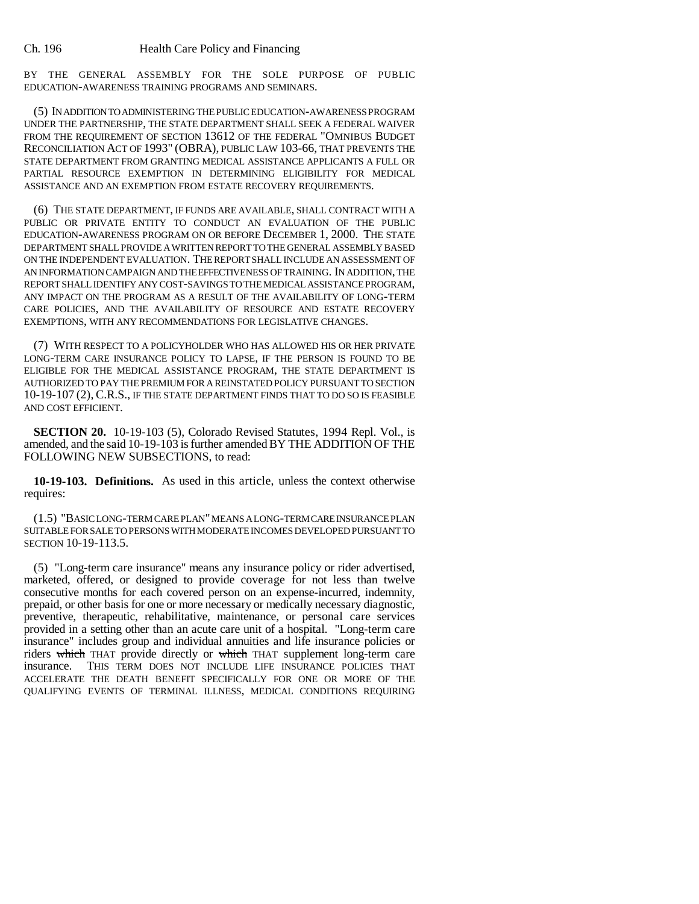BY THE GENERAL ASSEMBLY FOR THE SOLE PURPOSE OF PUBLIC EDUCATION-AWARENESS TRAINING PROGRAMS AND SEMINARS.

(5) IN ADDITION TO ADMINISTERING THE PUBLIC EDUCATION-AWARENESS PROGRAM UNDER THE PARTNERSHIP, THE STATE DEPARTMENT SHALL SEEK A FEDERAL WAIVER FROM THE REQUIREMENT OF SECTION 13612 OF THE FEDERAL "OMNIBUS BUDGET RECONCILIATION ACT OF 1993" (OBRA), PUBLIC LAW 103-66, THAT PREVENTS THE STATE DEPARTMENT FROM GRANTING MEDICAL ASSISTANCE APPLICANTS A FULL OR PARTIAL RESOURCE EXEMPTION IN DETERMINING ELIGIBILITY FOR MEDICAL ASSISTANCE AND AN EXEMPTION FROM ESTATE RECOVERY REQUIREMENTS.

(6) THE STATE DEPARTMENT, IF FUNDS ARE AVAILABLE, SHALL CONTRACT WITH A PUBLIC OR PRIVATE ENTITY TO CONDUCT AN EVALUATION OF THE PUBLIC EDUCATION-AWARENESS PROGRAM ON OR BEFORE DECEMBER 1, 2000. THE STATE DEPARTMENT SHALL PROVIDE A WRITTEN REPORT TO THE GENERAL ASSEMBLY BASED ON THE INDEPENDENT EVALUATION. THE REPORT SHALL INCLUDE AN ASSESSMENT OF AN INFORMATION CAMPAIGN AND THE EFFECTIVENESS OF TRAINING. IN ADDITION, THE REPORT SHALL IDENTIFY ANY COST-SAVINGS TO THE MEDICAL ASSISTANCE PROGRAM, ANY IMPACT ON THE PROGRAM AS A RESULT OF THE AVAILABILITY OF LONG-TERM CARE POLICIES, AND THE AVAILABILITY OF RESOURCE AND ESTATE RECOVERY EXEMPTIONS, WITH ANY RECOMMENDATIONS FOR LEGISLATIVE CHANGES.

(7) WITH RESPECT TO A POLICYHOLDER WHO HAS ALLOWED HIS OR HER PRIVATE LONG-TERM CARE INSURANCE POLICY TO LAPSE, IF THE PERSON IS FOUND TO BE ELIGIBLE FOR THE MEDICAL ASSISTANCE PROGRAM, THE STATE DEPARTMENT IS AUTHORIZED TO PAY THE PREMIUM FOR A REINSTATED POLICY PURSUANT TO SECTION 10-19-107 (2), C.R.S., IF THE STATE DEPARTMENT FINDS THAT TO DO SO IS FEASIBLE AND COST EFFICIENT.

**SECTION 20.** 10-19-103 (5), Colorado Revised Statutes, 1994 Repl. Vol., is amended, and the said 10-19-103 is further amended BY THE ADDITION OF THE FOLLOWING NEW SUBSECTIONS, to read:

**10-19-103. Definitions.** As used in this article, unless the context otherwise requires:

(1.5) "BASIC LONG-TERM CARE PLAN" MEANS A LONG-TERM CARE INSURANCE PLAN SUITABLE FOR SALE TO PERSONS WITH MODERATE INCOMES DEVELOPED PURSUANT TO SECTION 10-19-113.5.

(5) "Long-term care insurance" means any insurance policy or rider advertised, marketed, offered, or designed to provide coverage for not less than twelve consecutive months for each covered person on an expense-incurred, indemnity, prepaid, or other basis for one or more necessary or medically necessary diagnostic, preventive, therapeutic, rehabilitative, maintenance, or personal care services provided in a setting other than an acute care unit of a hospital. "Long-term care insurance" includes group and individual annuities and life insurance policies or riders ~~which~~ THAT provide directly or ~~which~~ THAT supplement long-term care insurance. THIS TERM DOES NOT INCLUDE LIFE INSURANCE POLICIES THAT ACCELERATE THE DEATH BENEFIT SPECIFICALLY FOR ONE OR MORE OF THE QUALIFYING EVENTS OF TERMINAL ILLNESS, MEDICAL CONDITIONS REQUIRING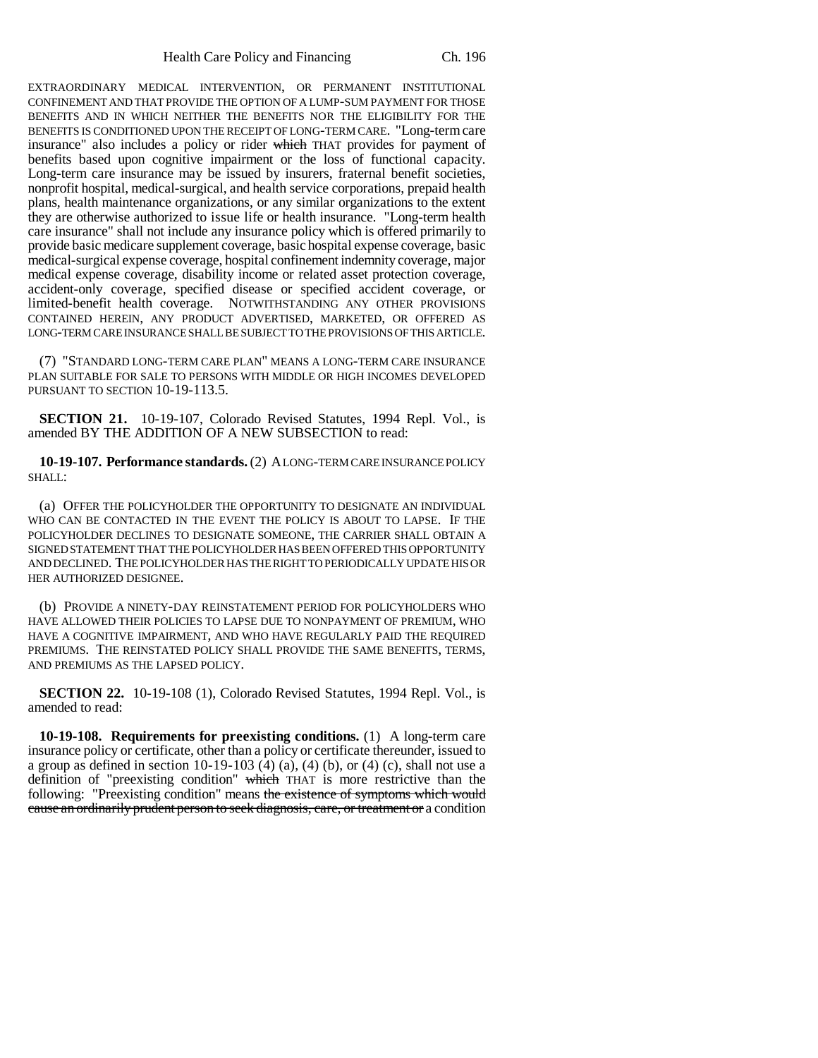EXTRAORDINARY MEDICAL INTERVENTION, OR PERMANENT INSTITUTIONAL CONFINEMENT AND THAT PROVIDE THE OPTION OF A LUMP-SUM PAYMENT FOR THOSE BENEFITS AND IN WHICH NEITHER THE BENEFITS NOR THE ELIGIBILITY FOR THE BENEFITS IS CONDITIONED UPON THE RECEIPT OF LONG-TERM CARE. "Long-term care insurance" also includes a policy or rider ~~which~~ THAT provides for payment of benefits based upon cognitive impairment or the loss of functional capacity. Long-term care insurance may be issued by insurers, fraternal benefit societies, nonprofit hospital, medical-surgical, and health service corporations, prepaid health plans, health maintenance organizations, or any similar organizations to the extent they are otherwise authorized to issue life or health insurance. "Long-term health care insurance" shall not include any insurance policy which is offered primarily to provide basic medicare supplement coverage, basic hospital expense coverage, basic medical-surgical expense coverage, hospital confinement indemnity coverage, major medical expense coverage, disability income or related asset protection coverage, accident-only coverage, specified disease or specified accident coverage, or limited-benefit health coverage. NOTWITHSTANDING ANY OTHER PROVISIONS CONTAINED HEREIN, ANY PRODUCT ADVERTISED, MARKETED, OR OFFERED AS LONG-TERM CARE INSURANCE SHALL BE SUBJECT TO THE PROVISIONS OF THIS ARTICLE.

(7) "STANDARD LONG-TERM CARE PLAN" MEANS A LONG-TERM CARE INSURANCE PLAN SUITABLE FOR SALE TO PERSONS WITH MIDDLE OR HIGH INCOMES DEVELOPED PURSUANT TO SECTION 10-19-113.5.

**SECTION 21.** 10-19-107, Colorado Revised Statutes, 1994 Repl. Vol., is amended BY THE ADDITION OF A NEW SUBSECTION to read:

**10-19-107. Performance standards.** (2) A LONG-TERM CARE INSURANCE POLICY SHALL:

(a) OFFER THE POLICYHOLDER THE OPPORTUNITY TO DESIGNATE AN INDIVIDUAL WHO CAN BE CONTACTED IN THE EVENT THE POLICY IS ABOUT TO LAPSE. IF THE POLICYHOLDER DECLINES TO DESIGNATE SOMEONE, THE CARRIER SHALL OBTAIN A SIGNED STATEMENT THAT THE POLICYHOLDER HAS BEEN OFFERED THIS OPPORTUNITY AND DECLINED. THE POLICYHOLDER HAS THE RIGHT TO PERIODICALLY UPDATE HIS OR HER AUTHORIZED DESIGNEE.

(b) PROVIDE A NINETY-DAY REINSTATEMENT PERIOD FOR POLICYHOLDERS WHO HAVE ALLOWED THEIR POLICIES TO LAPSE DUE TO NONPAYMENT OF PREMIUM, WHO HAVE A COGNITIVE IMPAIRMENT, AND WHO HAVE REGULARLY PAID THE REQUIRED PREMIUMS. THE REINSTATED POLICY SHALL PROVIDE THE SAME BENEFITS, TERMS, AND PREMIUMS AS THE LAPSED POLICY.

**SECTION 22.** 10-19-108 (1), Colorado Revised Statutes, 1994 Repl. Vol., is amended to read:

**10-19-108. Requirements for preexisting conditions.** (1) A long-term care insurance policy or certificate, other than a policy or certificate thereunder, issued to a group as defined in section 10-19-103 (4) (a), (4) (b), or (4) (c), shall not use a definition of "preexisting condition" ~~which~~ THAT is more restrictive than the following: "Preexisting condition" means ~~the existence of symptoms which would cause an ordinarily prudent person to seek diagnosis, care, or treatment or~~ a condition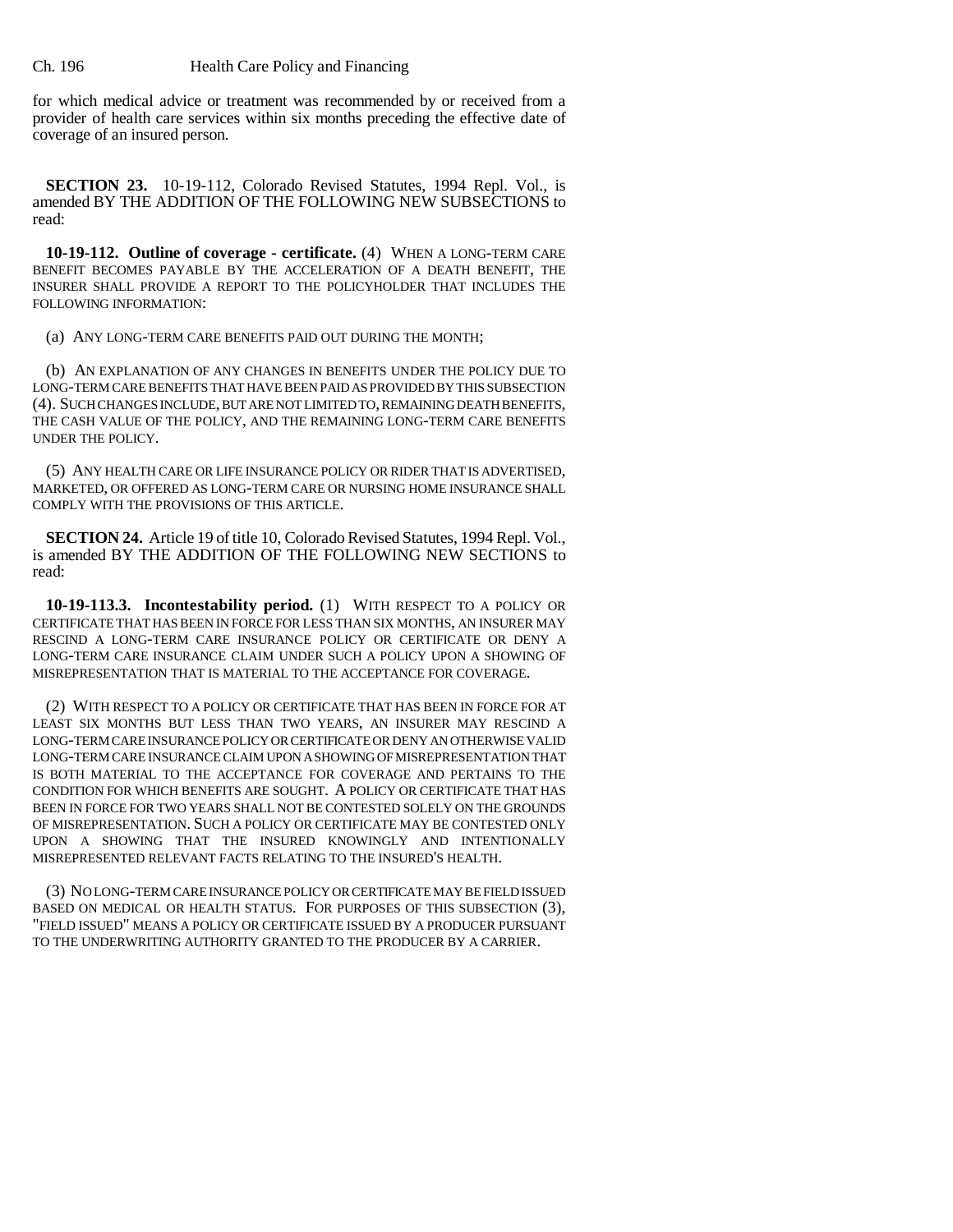for which medical advice or treatment was recommended by or received from a provider of health care services within six months preceding the effective date of coverage of an insured person.

**SECTION 23.** 10-19-112, Colorado Revised Statutes, 1994 Repl. Vol., is amended BY THE ADDITION OF THE FOLLOWING NEW SUBSECTIONS to read:

**10-19-112. Outline of coverage - certificate.** (4) WHEN A LONG-TERM CARE BENEFIT BECOMES PAYABLE BY THE ACCELERATION OF A DEATH BENEFIT, THE INSURER SHALL PROVIDE A REPORT TO THE POLICYHOLDER THAT INCLUDES THE FOLLOWING INFORMATION:

(a) ANY LONG-TERM CARE BENEFITS PAID OUT DURING THE MONTH;

(b) AN EXPLANATION OF ANY CHANGES IN BENEFITS UNDER THE POLICY DUE TO LONG-TERM CARE BENEFITS THAT HAVE BEEN PAID AS PROVIDED BY THIS SUBSECTION (4). SUCH CHANGES INCLUDE, BUT ARE NOT LIMITED TO, REMAINING DEATH BENEFITS, THE CASH VALUE OF THE POLICY, AND THE REMAINING LONG-TERM CARE BENEFITS UNDER THE POLICY.

(5) ANY HEALTH CARE OR LIFE INSURANCE POLICY OR RIDER THAT IS ADVERTISED, MARKETED, OR OFFERED AS LONG-TERM CARE OR NURSING HOME INSURANCE SHALL COMPLY WITH THE PROVISIONS OF THIS ARTICLE.

**SECTION 24.** Article 19 of title 10, Colorado Revised Statutes, 1994 Repl. Vol., is amended BY THE ADDITION OF THE FOLLOWING NEW SECTIONS to read:

**10-19-113.3. Incontestability period.** (1) WITH RESPECT TO A POLICY OR CERTIFICATE THAT HAS BEEN IN FORCE FOR LESS THAN SIX MONTHS, AN INSURER MAY RESCIND A LONG-TERM CARE INSURANCE POLICY OR CERTIFICATE OR DENY A LONG-TERM CARE INSURANCE CLAIM UNDER SUCH A POLICY UPON A SHOWING OF MISREPRESENTATION THAT IS MATERIAL TO THE ACCEPTANCE FOR COVERAGE.

(2) WITH RESPECT TO A POLICY OR CERTIFICATE THAT HAS BEEN IN FORCE FOR AT LEAST SIX MONTHS BUT LESS THAN TWO YEARS, AN INSURER MAY RESCIND A LONG-TERM CARE INSURANCE POLICY OR CERTIFICATE OR DENY AN OTHERWISE VALID LONG-TERM CARE INSURANCE CLAIM UPON A SHOWING OF MISREPRESENTATION THAT IS BOTH MATERIAL TO THE ACCEPTANCE FOR COVERAGE AND PERTAINS TO THE CONDITION FOR WHICH BENEFITS ARE SOUGHT. A POLICY OR CERTIFICATE THAT HAS BEEN IN FORCE FOR TWO YEARS SHALL NOT BE CONTESTED SOLELY ON THE GROUNDS OF MISREPRESENTATION. SUCH A POLICY OR CERTIFICATE MAY BE CONTESTED ONLY UPON A SHOWING THAT THE INSURED KNOWINGLY AND INTENTIONALLY MISREPRESENTED RELEVANT FACTS RELATING TO THE INSURED'S HEALTH.

(3) NO LONG-TERM CARE INSURANCE POLICY OR CERTIFICATE MAY BE FIELD ISSUED BASED ON MEDICAL OR HEALTH STATUS. FOR PURPOSES OF THIS SUBSECTION (3), "FIELD ISSUED" MEANS A POLICY OR CERTIFICATE ISSUED BY A PRODUCER PURSUANT TO THE UNDERWRITING AUTHORITY GRANTED TO THE PRODUCER BY A CARRIER.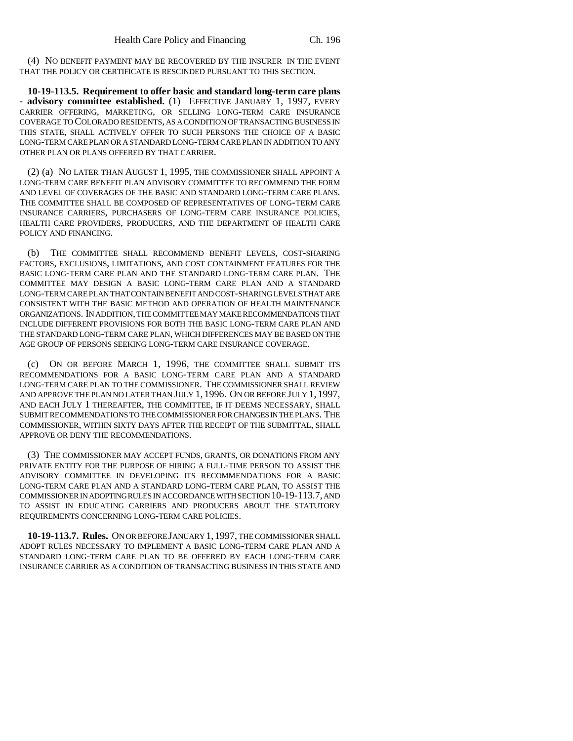(4) NO BENEFIT PAYMENT MAY BE RECOVERED BY THE INSURER IN THE EVENT THAT THE POLICY OR CERTIFICATE IS RESCINDED PURSUANT TO THIS SECTION.

**10-19-113.5. Requirement to offer basic and standard long-term care plans - advisory committee established.** (1) EFFECTIVE JANUARY 1, 1997, EVERY CARRIER OFFERING, MARKETING, OR SELLING LONG-TERM CARE INSURANCE COVERAGE TO COLORADO RESIDENTS, AS A CONDITION OF TRANSACTING BUSINESS IN THIS STATE, SHALL ACTIVELY OFFER TO SUCH PERSONS THE CHOICE OF A BASIC LONG-TERM CARE PLAN OR A STANDARD LONG-TERM CARE PLAN IN ADDITION TO ANY OTHER PLAN OR PLANS OFFERED BY THAT CARRIER.

(2) (a) NO LATER THAN AUGUST 1, 1995, THE COMMISSIONER SHALL APPOINT A LONG-TERM CARE BENEFIT PLAN ADVISORY COMMITTEE TO RECOMMEND THE FORM AND LEVEL OF COVERAGES OF THE BASIC AND STANDARD LONG-TERM CARE PLANS. THE COMMITTEE SHALL BE COMPOSED OF REPRESENTATIVES OF LONG-TERM CARE INSURANCE CARRIERS, PURCHASERS OF LONG-TERM CARE INSURANCE POLICIES, HEALTH CARE PROVIDERS, PRODUCERS, AND THE DEPARTMENT OF HEALTH CARE POLICY AND FINANCING.

(b) THE COMMITTEE SHALL RECOMMEND BENEFIT LEVELS, COST-SHARING FACTORS, EXCLUSIONS, LIMITATIONS, AND COST CONTAINMENT FEATURES FOR THE BASIC LONG-TERM CARE PLAN AND THE STANDARD LONG-TERM CARE PLAN. THE COMMITTEE MAY DESIGN A BASIC LONG-TERM CARE PLAN AND A STANDARD LONG-TERM CARE PLAN THAT CONTAIN BENEFIT AND COST-SHARING LEVELS THAT ARE CONSISTENT WITH THE BASIC METHOD AND OPERATION OF HEALTH MAINTENANCE ORGANIZATIONS. IN ADDITION, THE COMMITTEE MAY MAKE RECOMMENDATIONS THAT INCLUDE DIFFERENT PROVISIONS FOR BOTH THE BASIC LONG-TERM CARE PLAN AND THE STANDARD LONG-TERM CARE PLAN, WHICH DIFFERENCES MAY BE BASED ON THE AGE GROUP OF PERSONS SEEKING LONG-TERM CARE INSURANCE COVERAGE.

(c) ON OR BEFORE MARCH 1, 1996, THE COMMITTEE SHALL SUBMIT ITS RECOMMENDATIONS FOR A BASIC LONG-TERM CARE PLAN AND A STANDARD LONG-TERM CARE PLAN TO THE COMMISSIONER. THE COMMISSIONER SHALL REVIEW AND APPROVE THE PLAN NO LATER THAN JULY 1, 1996. ON OR BEFORE JULY 1, 1997, AND EACH JULY 1 THEREAFTER, THE COMMITTEE, IF IT DEEMS NECESSARY, SHALL SUBMIT RECOMMENDATIONS TO THE COMMISSIONER FOR CHANGES IN THE PLANS. THE COMMISSIONER, WITHIN SIXTY DAYS AFTER THE RECEIPT OF THE SUBMITTAL, SHALL APPROVE OR DENY THE RECOMMENDATIONS.

(3) THE COMMISSIONER MAY ACCEPT FUNDS, GRANTS, OR DONATIONS FROM ANY PRIVATE ENTITY FOR THE PURPOSE OF HIRING A FULL-TIME PERSON TO ASSIST THE ADVISORY COMMITTEE IN DEVELOPING ITS RECOMMENDATIONS FOR A BASIC LONG-TERM CARE PLAN AND A STANDARD LONG-TERM CARE PLAN, TO ASSIST THE COMMISSIONER IN ADOPTING RULES IN ACCORDANCE WITH SECTION 10-19-113.7, AND TO ASSIST IN EDUCATING CARRIERS AND PRODUCERS ABOUT THE STATUTORY REQUIREMENTS CONCERNING LONG-TERM CARE POLICIES.

**10-19-113.7. Rules.** ON OR BEFORE JANUARY 1, 1997, THE COMMISSIONER SHALL ADOPT RULES NECESSARY TO IMPLEMENT A BASIC LONG-TERM CARE PLAN AND A STANDARD LONG-TERM CARE PLAN TO BE OFFERED BY EACH LONG-TERM CARE INSURANCE CARRIER AS A CONDITION OF TRANSACTING BUSINESS IN THIS STATE AND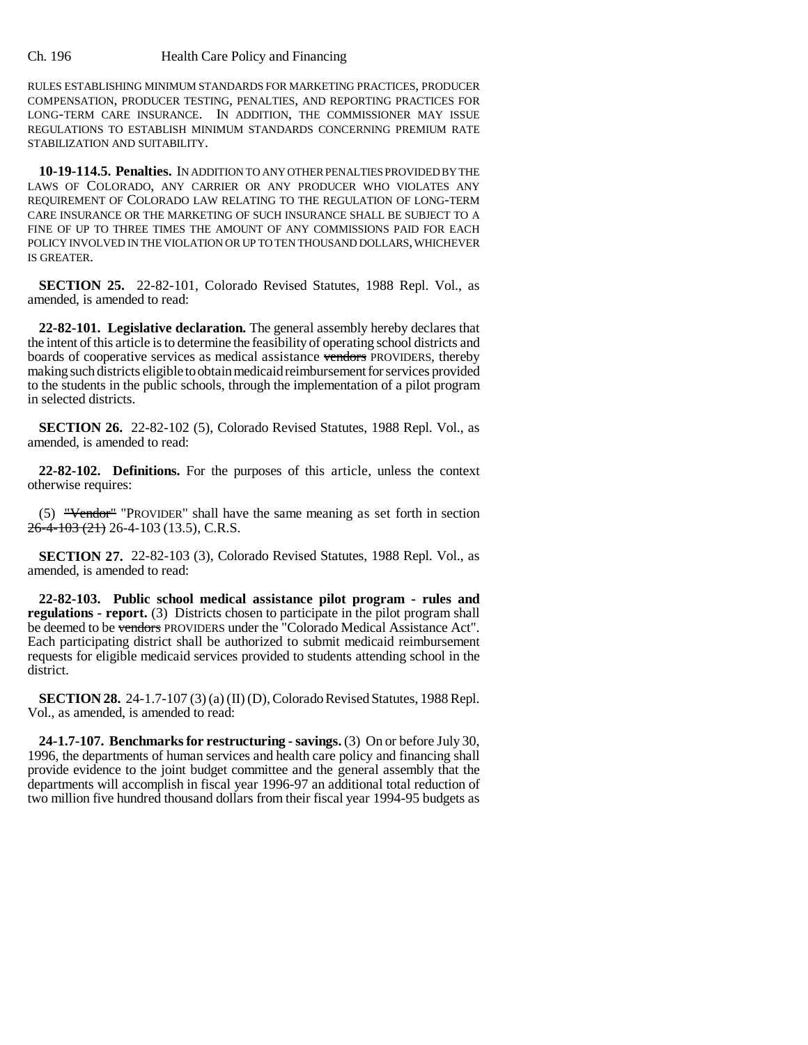RULES ESTABLISHING MINIMUM STANDARDS FOR MARKETING PRACTICES, PRODUCER COMPENSATION, PRODUCER TESTING, PENALTIES, AND REPORTING PRACTICES FOR LONG-TERM CARE INSURANCE. IN ADDITION, THE COMMISSIONER MAY ISSUE REGULATIONS TO ESTABLISH MINIMUM STANDARDS CONCERNING PREMIUM RATE STABILIZATION AND SUITABILITY.

**10-19-114.5. Penalties.** IN ADDITION TO ANY OTHER PENALTIES PROVIDED BY THE LAWS OF COLORADO, ANY CARRIER OR ANY PRODUCER WHO VIOLATES ANY REQUIREMENT OF COLORADO LAW RELATING TO THE REGULATION OF LONG-TERM CARE INSURANCE OR THE MARKETING OF SUCH INSURANCE SHALL BE SUBJECT TO A FINE OF UP TO THREE TIMES THE AMOUNT OF ANY COMMISSIONS PAID FOR EACH POLICY INVOLVED IN THE VIOLATION OR UP TO TEN THOUSAND DOLLARS, WHICHEVER IS GREATER.

**SECTION 25.** 22-82-101, Colorado Revised Statutes, 1988 Repl. Vol., as amended, is amended to read:

**22-82-101. Legislative declaration.** The general assembly hereby declares that the intent of this article is to determine the feasibility of operating school districts and boards of cooperative services as medical assistance ~~vendors~~ PROVIDERS, thereby making such districts eligible to obtain medicaid reimbursement for services provided to the students in the public schools, through the implementation of a pilot program in selected districts.

**SECTION 26.** 22-82-102 (5), Colorado Revised Statutes, 1988 Repl. Vol., as amended, is amended to read:

**22-82-102. Definitions.** For the purposes of this article, unless the context otherwise requires:

(5) ~~"Vendor"~~ "PROVIDER" shall have the same meaning as set forth in section ~~26-4-103 (21)~~ 26-4-103 (13.5), C.R.S.

**SECTION 27.** 22-82-103 (3), Colorado Revised Statutes, 1988 Repl. Vol., as amended, is amended to read:

**22-82-103. Public school medical assistance pilot program - rules and regulations - report.** (3) Districts chosen to participate in the pilot program shall be deemed to be ~~vendors~~ PROVIDERS under the "Colorado Medical Assistance Act". Each participating district shall be authorized to submit medicaid reimbursement requests for eligible medicaid services provided to students attending school in the district.

**SECTION 28.** 24-1.7-107 (3) (a) (II) (D), Colorado Revised Statutes, 1988 Repl. Vol., as amended, is amended to read:

**24-1.7-107. Benchmarks for restructuring - savings.** (3) On or before July 30, 1996, the departments of human services and health care policy and financing shall provide evidence to the joint budget committee and the general assembly that the departments will accomplish in fiscal year 1996-97 an additional total reduction of two million five hundred thousand dollars from their fiscal year 1994-95 budgets as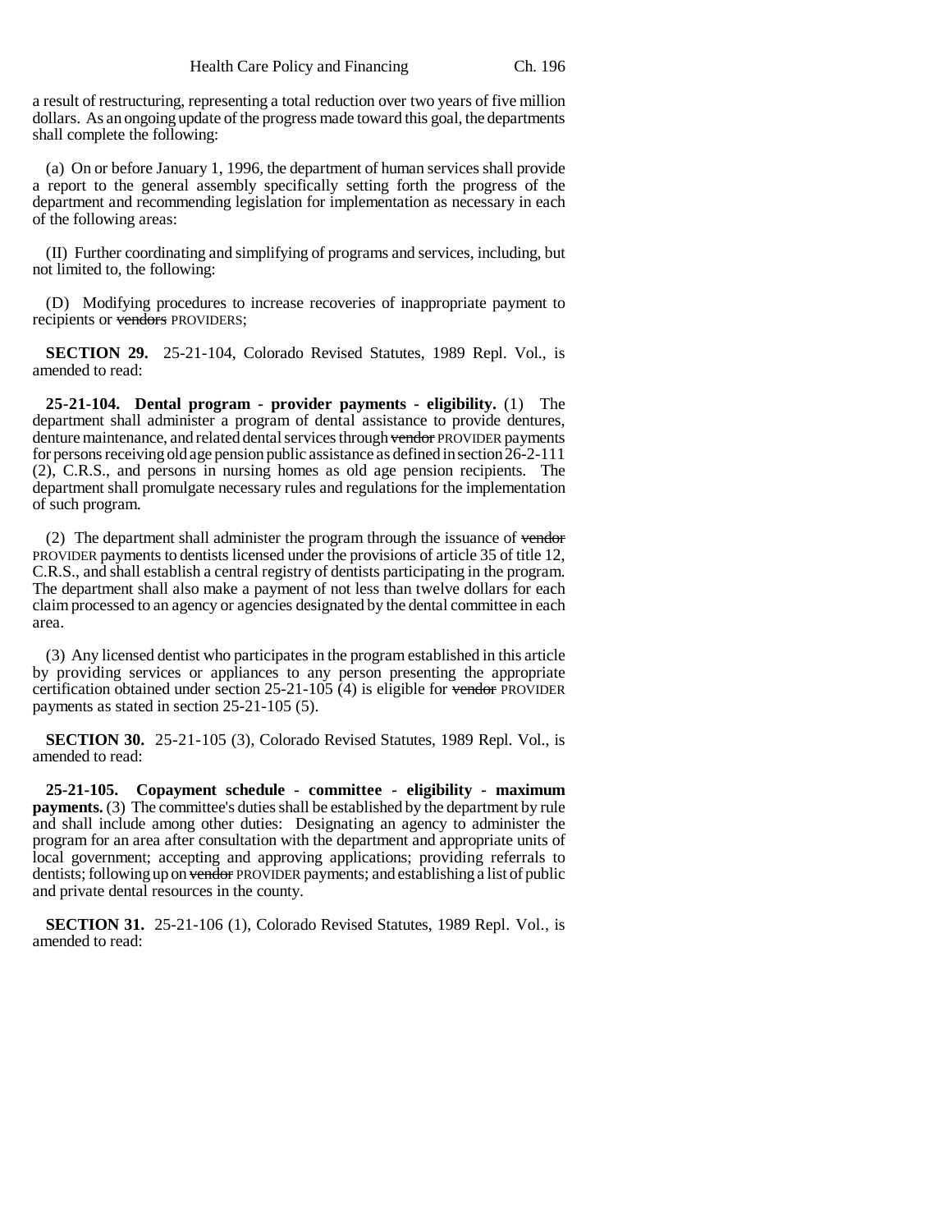a result of restructuring, representing a total reduction over two years of five million dollars. As an ongoing update of the progress made toward this goal, the departments shall complete the following:

(a) On or before January 1, 1996, the department of human services shall provide a report to the general assembly specifically setting forth the progress of the department and recommending legislation for implementation as necessary in each of the following areas:

(II) Further coordinating and simplifying of programs and services, including, but not limited to, the following:

(D) Modifying procedures to increase recoveries of inappropriate payment to recipients or ~~vendors~~ PROVIDERS;

**SECTION 29.** 25-21-104, Colorado Revised Statutes, 1989 Repl. Vol., is amended to read:

**25-21-104. Dental program - provider payments - eligibility.** (1) The department shall administer a program of dental assistance to provide dentures, denture maintenance, and related dental services through ~~vendor~~ PROVIDER payments for persons receiving old age pension public assistance as defined in section 26-2-111 (2), C.R.S., and persons in nursing homes as old age pension recipients. The department shall promulgate necessary rules and regulations for the implementation of such program.

(2) The department shall administer the program through the issuance of ~~vendor~~ PROVIDER payments to dentists licensed under the provisions of article 35 of title 12, C.R.S., and shall establish a central registry of dentists participating in the program. The department shall also make a payment of not less than twelve dollars for each claim processed to an agency or agencies designated by the dental committee in each area.

(3) Any licensed dentist who participates in the program established in this article by providing services or appliances to any person presenting the appropriate certification obtained under section 25-21-105 (4) is eligible for ~~vendor~~ PROVIDER payments as stated in section 25-21-105 (5).

**SECTION 30.** 25-21-105 (3), Colorado Revised Statutes, 1989 Repl. Vol., is amended to read:

**25-21-105. Copayment schedule - committee - eligibility - maximum payments.** (3) The committee's duties shall be established by the department by rule and shall include among other duties: Designating an agency to administer the program for an area after consultation with the department and appropriate units of local government; accepting and approving applications; providing referrals to dentists; following up on ~~vendor~~ PROVIDER payments; and establishing a list of public and private dental resources in the county.

**SECTION 31.** 25-21-106 (1), Colorado Revised Statutes, 1989 Repl. Vol., is amended to read: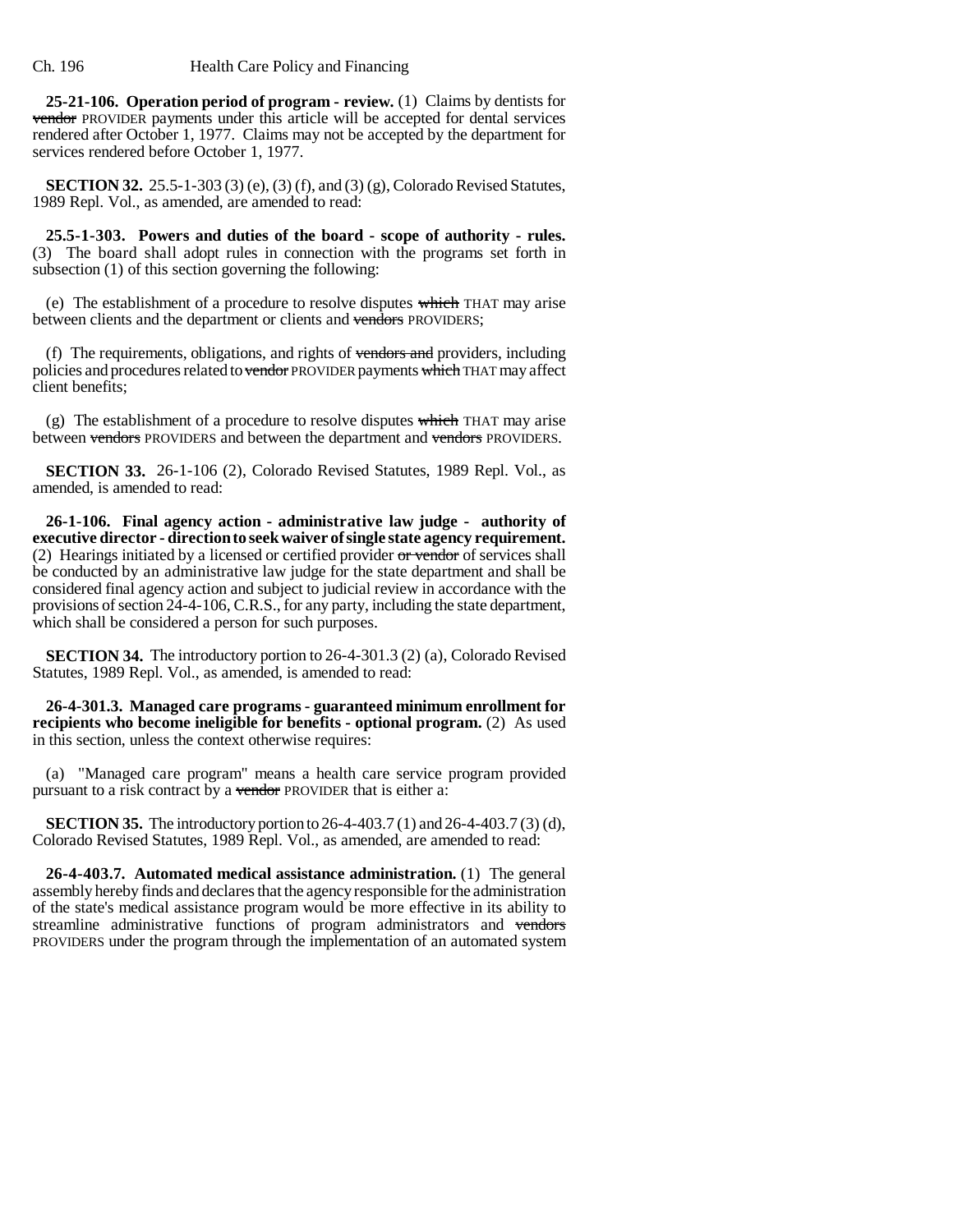**25-21-106. Operation period of program - review.** (1) Claims by dentists for ~~vendor~~ PROVIDER payments under this article will be accepted for dental services rendered after October 1, 1977. Claims may not be accepted by the department for services rendered before October 1, 1977.

**SECTION 32.** 25.5-1-303 (3) (e), (3) (f), and (3) (g), Colorado Revised Statutes, 1989 Repl. Vol., as amended, are amended to read:

**25.5-1-303. Powers and duties of the board - scope of authority - rules.** (3) The board shall adopt rules in connection with the programs set forth in subsection (1) of this section governing the following:

(e) The establishment of a procedure to resolve disputes ~~which~~ THAT may arise between clients and the department or clients and ~~vendors~~ PROVIDERS;

(f) The requirements, obligations, and rights of ~~vendors and~~ providers, including policies and procedures related to ~~vendor~~ PROVIDER payments ~~which~~ THAT may affect client benefits;

(g) The establishment of a procedure to resolve disputes ~~which~~ THAT may arise between ~~vendors~~ PROVIDERS and between the department and ~~vendors~~ PROVIDERS.

**SECTION 33.** 26-1-106 (2), Colorado Revised Statutes, 1989 Repl. Vol., as amended, is amended to read:

**26-1-106. Final agency action - administrative law judge - authority of executive director - direction to seek waiver of single state agency requirement.** (2) Hearings initiated by a licensed or certified provider ~~or vendor~~ of services shall be conducted by an administrative law judge for the state department and shall be considered final agency action and subject to judicial review in accordance with the provisions of section 24-4-106, C.R.S., for any party, including the state department, which shall be considered a person for such purposes.

**SECTION 34.** The introductory portion to 26-4-301.3 (2) (a), Colorado Revised Statutes, 1989 Repl. Vol., as amended, is amended to read:

**26-4-301.3. Managed care programs - guaranteed minimum enrollment for recipients who become ineligible for benefits - optional program.** (2) As used in this section, unless the context otherwise requires:

(a) "Managed care program" means a health care service program provided pursuant to a risk contract by a ~~vendor~~ PROVIDER that is either a:

**SECTION 35.** The introductory portion to 26-4-403.7 (1) and 26-4-403.7 (3) (d), Colorado Revised Statutes, 1989 Repl. Vol., as amended, are amended to read:

**26-4-403.7. Automated medical assistance administration.** (1) The general assembly hereby finds and declares that the agency responsible for the administration of the state's medical assistance program would be more effective in its ability to streamline administrative functions of program administrators and ~~vendors~~ PROVIDERS under the program through the implementation of an automated system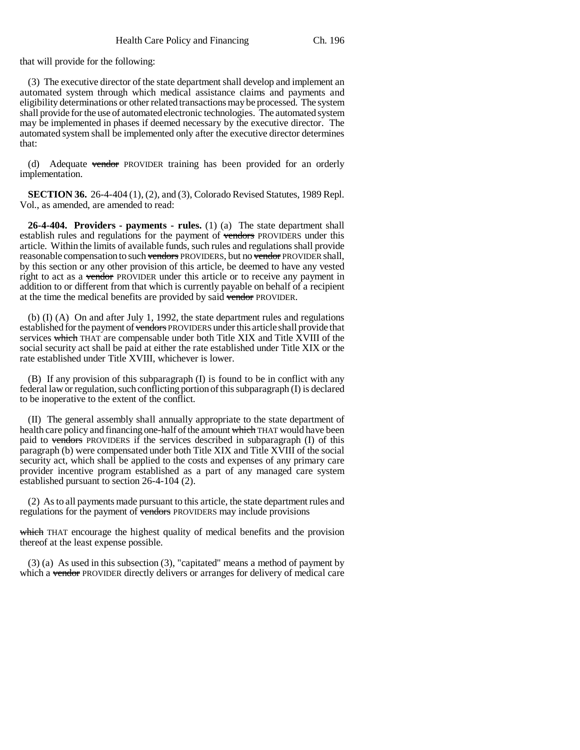that will provide for the following:

(3) The executive director of the state department shall develop and implement an automated system through which medical assistance claims and payments and eligibility determinations or other related transactions may be processed. The system shall provide for the use of automated electronic technologies. The automated system may be implemented in phases if deemed necessary by the executive director. The automated system shall be implemented only after the executive director determines that:

(d) Adequate ~~vendor~~ PROVIDER training has been provided for an orderly implementation.

**SECTION 36.** 26-4-404 (1), (2), and (3), Colorado Revised Statutes, 1989 Repl. Vol., as amended, are amended to read:

**26-4-404. Providers - payments - rules.** (1) (a) The state department shall establish rules and regulations for the payment of ~~vendors~~ PROVIDERS under this article. Within the limits of available funds, such rules and regulations shall provide reasonable compensation to such ~~vendors~~ PROVIDERS, but no ~~vendor~~ PROVIDER shall, by this section or any other provision of this article, be deemed to have any vested right to act as a ~~vendor~~ PROVIDER under this article or to receive any payment in addition to or different from that which is currently payable on behalf of a recipient at the time the medical benefits are provided by said ~~vendor~~ PROVIDER.

(b) (I) (A) On and after July 1, 1992, the state department rules and regulations established for the payment of ~~vendors~~ PROVIDERS under this article shall provide that services ~~which~~ THAT are compensable under both Title XIX and Title XVIII of the social security act shall be paid at either the rate established under Title XIX or the rate established under Title XVIII, whichever is lower.

(B) If any provision of this subparagraph (I) is found to be in conflict with any federal law or regulation, such conflicting portion of this subparagraph (I) is declared to be inoperative to the extent of the conflict.

(II) The general assembly shall annually appropriate to the state department of health care policy and financing one-half of the amount ~~which~~ THAT would have been paid to ~~vendors~~ PROVIDERS if the services described in subparagraph (I) of this paragraph (b) were compensated under both Title XIX and Title XVIII of the social security act, which shall be applied to the costs and expenses of any primary care provider incentive program established as a part of any managed care system established pursuant to section 26-4-104 (2).

(2) As to all payments made pursuant to this article, the state department rules and regulations for the payment of ~~vendors~~ PROVIDERS may include provisions ~~which~~ THAT encourage the highest quality of medical benefits and the provision thereof at the least expense possible.

(3) (a) As used in this subsection (3), "capitated" means a method of payment by which a ~~vendor~~ PROVIDER directly delivers or arranges for delivery of medical care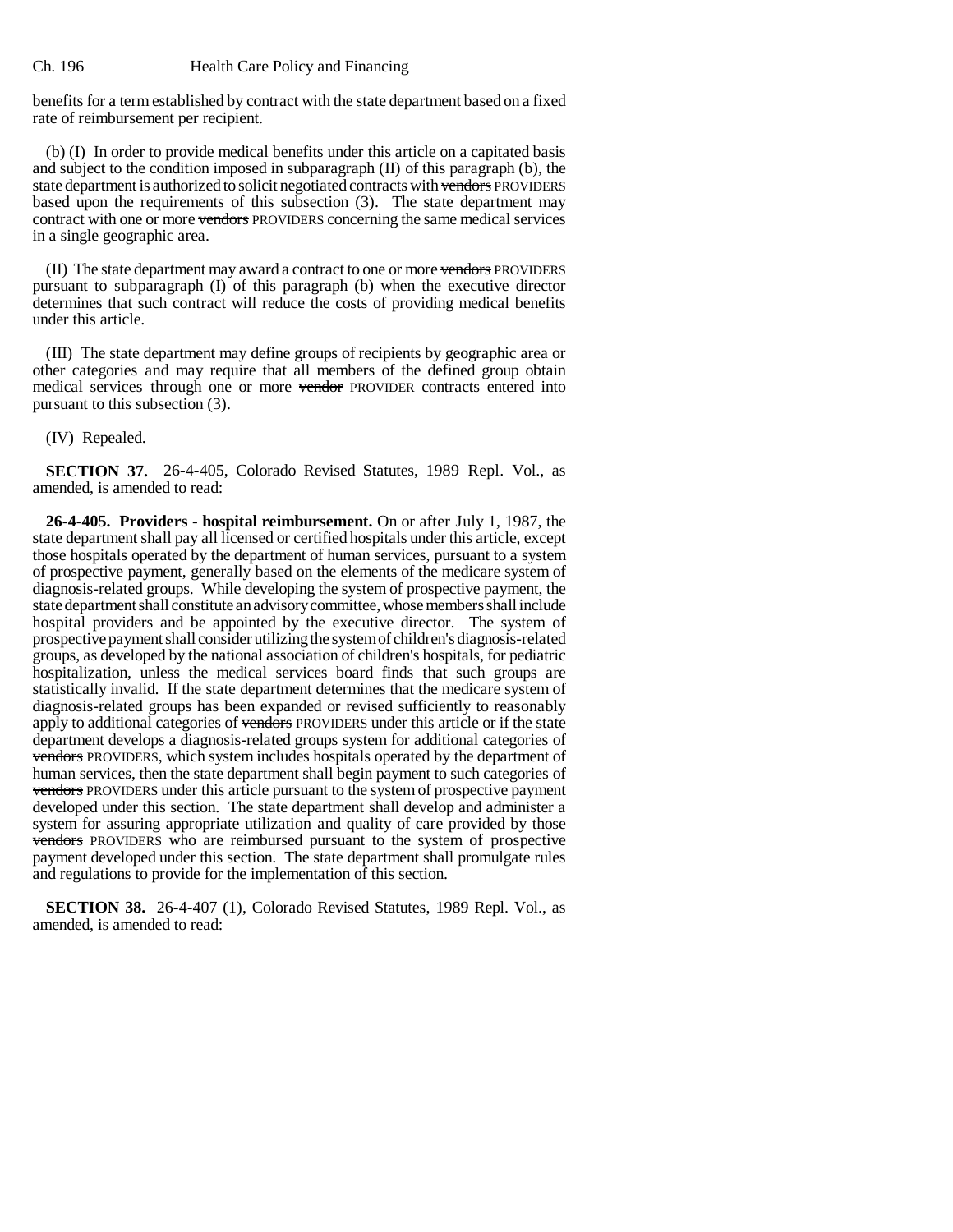benefits for a term established by contract with the state department based on a fixed rate of reimbursement per recipient.

(b) (I) In order to provide medical benefits under this article on a capitated basis and subject to the condition imposed in subparagraph (II) of this paragraph (b), the state department is authorized to solicit negotiated contracts with ~~vendors~~ PROVIDERS based upon the requirements of this subsection (3). The state department may contract with one or more ~~vendors~~ PROVIDERS concerning the same medical services in a single geographic area.

(II) The state department may award a contract to one or more ~~vendors~~ PROVIDERS pursuant to subparagraph (I) of this paragraph (b) when the executive director determines that such contract will reduce the costs of providing medical benefits under this article.

(III) The state department may define groups of recipients by geographic area or other categories and may require that all members of the defined group obtain medical services through one or more ~~vendor~~ PROVIDER contracts entered into pursuant to this subsection (3).

(IV) Repealed.

**SECTION 37.** 26-4-405, Colorado Revised Statutes, 1989 Repl. Vol., as amended, is amended to read:

**26-4-405. Providers - hospital reimbursement.** On or after July 1, 1987, the state department shall pay all licensed or certified hospitals under this article, except those hospitals operated by the department of human services, pursuant to a system of prospective payment, generally based on the elements of the medicare system of diagnosis-related groups. While developing the system of prospective payment, the state department shall constitute an advisory committee, whose members shall include hospital providers and be appointed by the executive director. The system of prospective payment shall consider utilizing the system of children's diagnosis-related groups, as developed by the national association of children's hospitals, for pediatric hospitalization, unless the medical services board finds that such groups are statistically invalid. If the state department determines that the medicare system of diagnosis-related groups has been expanded or revised sufficiently to reasonably apply to additional categories of ~~vendors~~ PROVIDERS under this article or if the state department develops a diagnosis-related groups system for additional categories of ~~vendors~~ PROVIDERS, which system includes hospitals operated by the department of human services, then the state department shall begin payment to such categories of ~~vendors~~ PROVIDERS under this article pursuant to the system of prospective payment developed under this section. The state department shall develop and administer a system for assuring appropriate utilization and quality of care provided by those ~~vendors~~ PROVIDERS who are reimbursed pursuant to the system of prospective payment developed under this section. The state department shall promulgate rules and regulations to provide for the implementation of this section.

**SECTION 38.** 26-4-407 (1), Colorado Revised Statutes, 1989 Repl. Vol., as amended, is amended to read: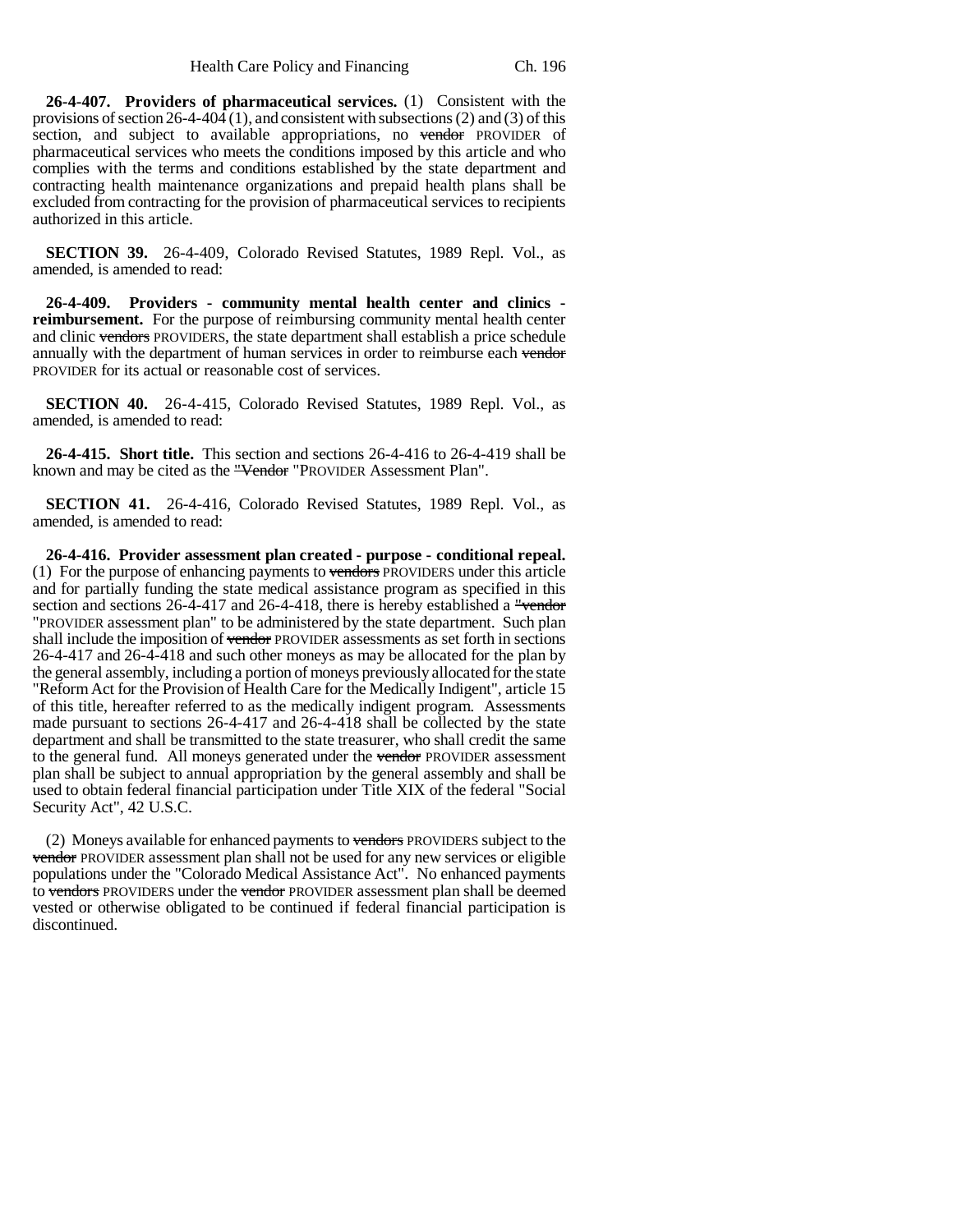**26-4-407. Providers of pharmaceutical services.** (1) Consistent with the provisions of section 26-4-404 (1), and consistent with subsections (2) and (3) of this section, and subject to available appropriations, no ~~vendor~~ PROVIDER of pharmaceutical services who meets the conditions imposed by this article and who complies with the terms and conditions established by the state department and contracting health maintenance organizations and prepaid health plans shall be excluded from contracting for the provision of pharmaceutical services to recipients authorized in this article.

**SECTION 39.** 26-4-409, Colorado Revised Statutes, 1989 Repl. Vol., as amended, is amended to read:

**26-4-409. Providers - community mental health center and clinics - reimbursement.** For the purpose of reimbursing community mental health center and clinic ~~vendors~~ PROVIDERS, the state department shall establish a price schedule annually with the department of human services in order to reimburse each ~~vendor~~ PROVIDER for its actual or reasonable cost of services.

**SECTION 40.** 26-4-415, Colorado Revised Statutes, 1989 Repl. Vol., as amended, is amended to read:

**26-4-415. Short title.** This section and sections 26-4-416 to 26-4-419 shall be known and may be cited as the ~~"Vendor~~ "PROVIDER Assessment Plan".

**SECTION 41.** 26-4-416, Colorado Revised Statutes, 1989 Repl. Vol., as amended, is amended to read:

**26-4-416. Provider assessment plan created - purpose - conditional repeal.** (1) For the purpose of enhancing payments to ~~vendors~~ PROVIDERS under this article and for partially funding the state medical assistance program as specified in this section and sections 26-4-417 and 26-4-418, there is hereby established a ~~"vendor~~ "PROVIDER assessment plan" to be administered by the state department. Such plan shall include the imposition of ~~vendor~~ PROVIDER assessments as set forth in sections 26-4-417 and 26-4-418 and such other moneys as may be allocated for the plan by the general assembly, including a portion of moneys previously allocated for the state "Reform Act for the Provision of Health Care for the Medically Indigent", article 15 of this title, hereafter referred to as the medically indigent program. Assessments made pursuant to sections 26-4-417 and 26-4-418 shall be collected by the state department and shall be transmitted to the state treasurer, who shall credit the same to the general fund. All moneys generated under the ~~vendor~~ PROVIDER assessment plan shall be subject to annual appropriation by the general assembly and shall be used to obtain federal financial participation under Title XIX of the federal "Social Security Act", 42 U.S.C.

(2) Moneys available for enhanced payments to ~~vendors~~ PROVIDERS subject to the ~~vendor~~ PROVIDER assessment plan shall not be used for any new services or eligible populations under the "Colorado Medical Assistance Act". No enhanced payments to ~~vendors~~ PROVIDERS under the ~~vendor~~ PROVIDER assessment plan shall be deemed vested or otherwise obligated to be continued if federal financial participation is discontinued.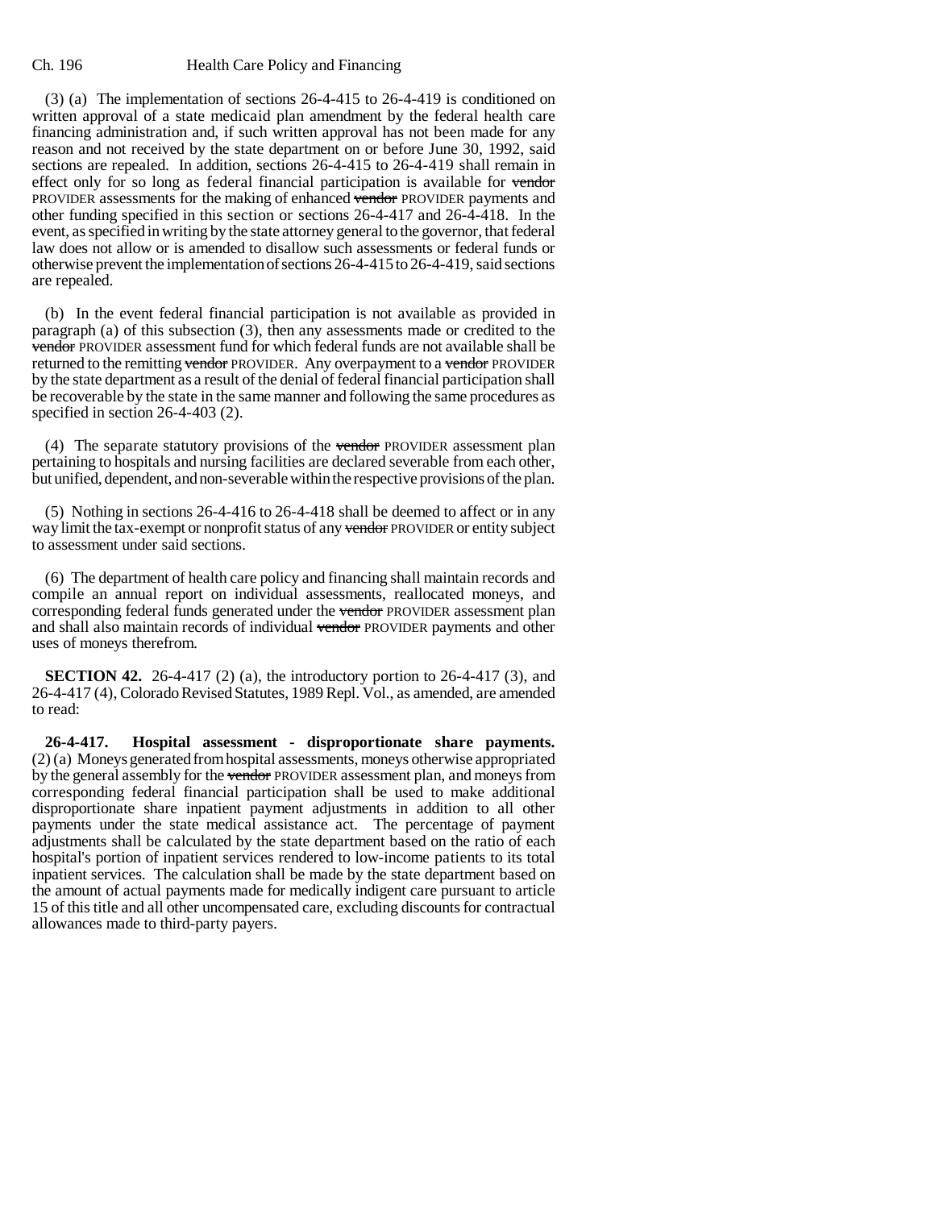(3) (a) The implementation of sections 26-4-415 to 26-4-419 is conditioned on written approval of a state medicaid plan amendment by the federal health care financing administration and, if such written approval has not been made for any reason and not received by the state department on or before June 30, 1992, said sections are repealed. In addition, sections 26-4-415 to 26-4-419 shall remain in effect only for so long as federal financial participation is available for ~~vendor~~ PROVIDER assessments for the making of enhanced ~~vendor~~ PROVIDER payments and other funding specified in this section or sections 26-4-417 and 26-4-418. In the event, as specified in writing by the state attorney general to the governor, that federal law does not allow or is amended to disallow such assessments or federal funds or otherwise prevent the implementation of sections 26-4-415 to 26-4-419, said sections are repealed.

(b) In the event federal financial participation is not available as provided in paragraph (a) of this subsection (3), then any assessments made or credited to the ~~vendor~~ PROVIDER assessment fund for which federal funds are not available shall be returned to the remitting ~~vendor~~ PROVIDER. Any overpayment to a ~~vendor~~ PROVIDER by the state department as a result of the denial of federal financial participation shall be recoverable by the state in the same manner and following the same procedures as specified in section 26-4-403 (2).

(4) The separate statutory provisions of the ~~vendor~~ PROVIDER assessment plan pertaining to hospitals and nursing facilities are declared severable from each other, but unified, dependent, and non-severable within the respective provisions of the plan.

(5) Nothing in sections 26-4-416 to 26-4-418 shall be deemed to affect or in any way limit the tax-exempt or nonprofit status of any ~~vendor~~ PROVIDER or entity subject to assessment under said sections.

(6) The department of health care policy and financing shall maintain records and compile an annual report on individual assessments, reallocated moneys, and corresponding federal funds generated under the ~~vendor~~ PROVIDER assessment plan and shall also maintain records of individual ~~vendor~~ PROVIDER payments and other uses of moneys therefrom.

**SECTION 42.** 26-4-417 (2) (a), the introductory portion to 26-4-417 (3), and 26-4-417 (4), Colorado Revised Statutes, 1989 Repl. Vol., as amended, are amended to read:

**26-4-417. Hospital assessment - disproportionate share payments.** (2) (a) Moneys generated from hospital assessments, moneys otherwise appropriated by the general assembly for the ~~vendor~~ PROVIDER assessment plan, and moneys from corresponding federal financial participation shall be used to make additional disproportionate share inpatient payment adjustments in addition to all other payments under the state medical assistance act. The percentage of payment adjustments shall be calculated by the state department based on the ratio of each hospital's portion of inpatient services rendered to low-income patients to its total inpatient services. The calculation shall be made by the state department based on the amount of actual payments made for medically indigent care pursuant to article 15 of this title and all other uncompensated care, excluding discounts for contractual allowances made to third-party payers.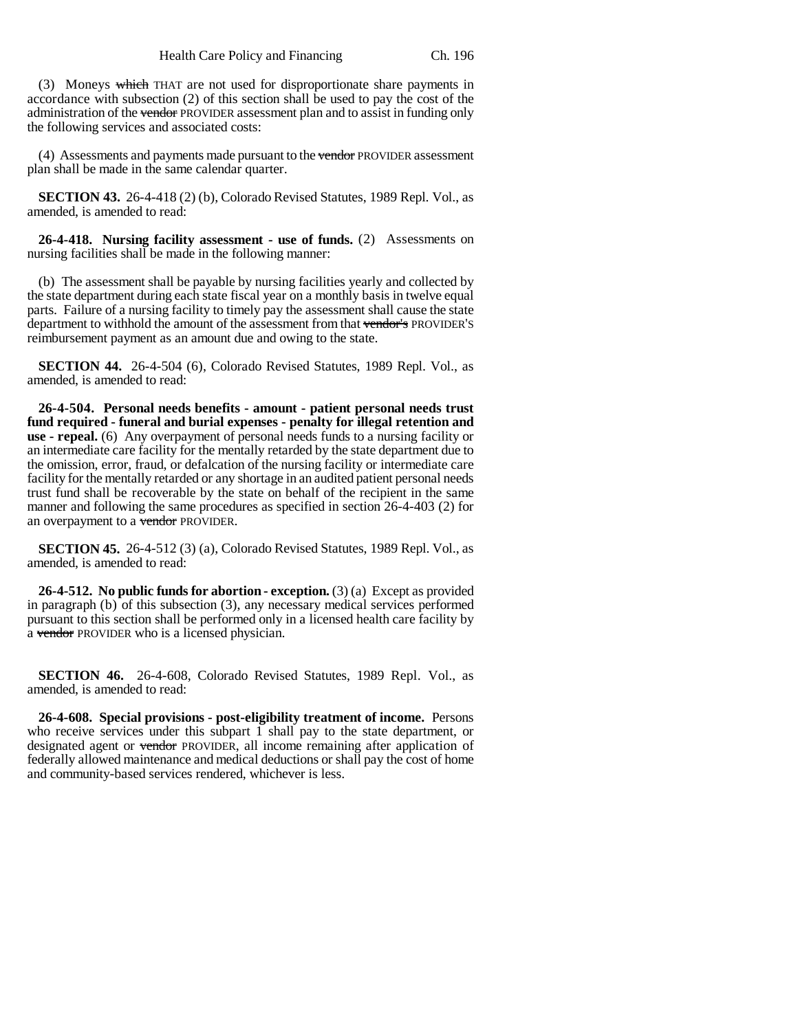(3) Moneys ~~which~~ THAT are not used for disproportionate share payments in accordance with subsection (2) of this section shall be used to pay the cost of the administration of the ~~vendor~~ PROVIDER assessment plan and to assist in funding only the following services and associated costs:

(4) Assessments and payments made pursuant to the ~~vendor~~ PROVIDER assessment plan shall be made in the same calendar quarter.

**SECTION 43.** 26-4-418 (2) (b), Colorado Revised Statutes, 1989 Repl. Vol., as amended, is amended to read:

**26-4-418. Nursing facility assessment - use of funds.** (2) Assessments on nursing facilities shall be made in the following manner:

(b) The assessment shall be payable by nursing facilities yearly and collected by the state department during each state fiscal year on a monthly basis in twelve equal parts. Failure of a nursing facility to timely pay the assessment shall cause the state department to withhold the amount of the assessment from that ~~vendor's~~ PROVIDER'S reimbursement payment as an amount due and owing to the state.

**SECTION 44.** 26-4-504 (6), Colorado Revised Statutes, 1989 Repl. Vol., as amended, is amended to read:

**26-4-504. Personal needs benefits - amount - patient personal needs trust fund required - funeral and burial expenses - penalty for illegal retention and use - repeal.** (6) Any overpayment of personal needs funds to a nursing facility or an intermediate care facility for the mentally retarded by the state department due to the omission, error, fraud, or defalcation of the nursing facility or intermediate care facility for the mentally retarded or any shortage in an audited patient personal needs trust fund shall be recoverable by the state on behalf of the recipient in the same manner and following the same procedures as specified in section 26-4-403 (2) for an overpayment to a ~~vendor~~ PROVIDER.

**SECTION 45.** 26-4-512 (3) (a), Colorado Revised Statutes, 1989 Repl. Vol., as amended, is amended to read:

**26-4-512. No public funds for abortion - exception.** (3) (a) Except as provided in paragraph (b) of this subsection (3), any necessary medical services performed pursuant to this section shall be performed only in a licensed health care facility by a ~~vendor~~ PROVIDER who is a licensed physician.

**SECTION 46.** 26-4-608, Colorado Revised Statutes, 1989 Repl. Vol., as amended, is amended to read:

**26-4-608. Special provisions - post-eligibility treatment of income.** Persons who receive services under this subpart 1 shall pay to the state department, or designated agent or ~~vendor~~ PROVIDER, all income remaining after application of federally allowed maintenance and medical deductions or shall pay the cost of home and community-based services rendered, whichever is less.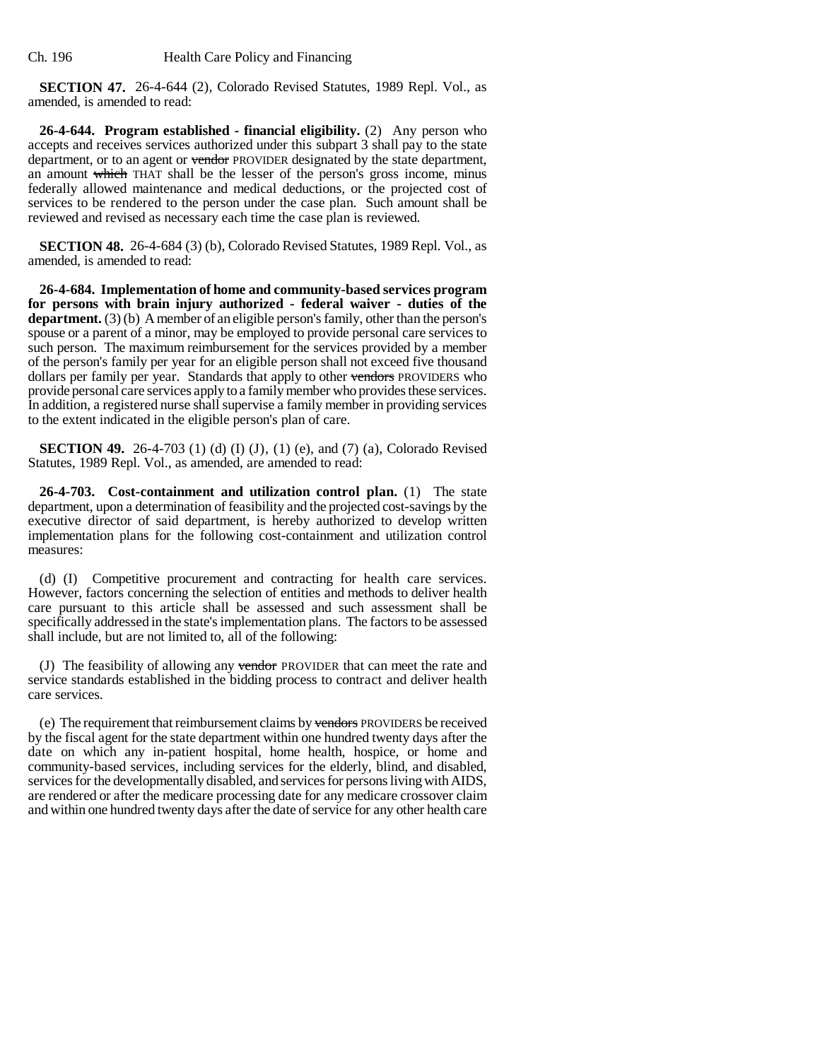**SECTION 47.** 26-4-644 (2), Colorado Revised Statutes, 1989 Repl. Vol., as amended, is amended to read:

**26-4-644. Program established - financial eligibility.** (2) Any person who accepts and receives services authorized under this subpart 3 shall pay to the state department, or to an agent or ~~vendor~~ PROVIDER designated by the state department, an amount ~~which~~ THAT shall be the lesser of the person's gross income, minus federally allowed maintenance and medical deductions, or the projected cost of services to be rendered to the person under the case plan. Such amount shall be reviewed and revised as necessary each time the case plan is reviewed.

**SECTION 48.** 26-4-684 (3) (b), Colorado Revised Statutes, 1989 Repl. Vol., as amended, is amended to read:

**26-4-684. Implementation of home and community-based services program for persons with brain injury authorized - federal waiver - duties of the department.** (3) (b) A member of an eligible person's family, other than the person's spouse or a parent of a minor, may be employed to provide personal care services to such person. The maximum reimbursement for the services provided by a member of the person's family per year for an eligible person shall not exceed five thousand dollars per family per year. Standards that apply to other ~~vendors~~ PROVIDERS who provide personal care services apply to a family member who provides these services. In addition, a registered nurse shall supervise a family member in providing services to the extent indicated in the eligible person's plan of care.

**SECTION 49.** 26-4-703 (1) (d) (I) (J), (1) (e), and (7) (a), Colorado Revised Statutes, 1989 Repl. Vol., as amended, are amended to read:

**26-4-703. Cost-containment and utilization control plan.** (1) The state department, upon a determination of feasibility and the projected cost-savings by the executive director of said department, is hereby authorized to develop written implementation plans for the following cost-containment and utilization control measures:

(d) (I) Competitive procurement and contracting for health care services. However, factors concerning the selection of entities and methods to deliver health care pursuant to this article shall be assessed and such assessment shall be specifically addressed in the state's implementation plans. The factors to be assessed shall include, but are not limited to, all of the following:

(J) The feasibility of allowing any ~~vendor~~ PROVIDER that can meet the rate and service standards established in the bidding process to contract and deliver health care services.

(e) The requirement that reimbursement claims by ~~vendors~~ PROVIDERS be received by the fiscal agent for the state department within one hundred twenty days after the date on which any in-patient hospital, home health, hospice, or home and community-based services, including services for the elderly, blind, and disabled, services for the developmentally disabled, and services for persons living with AIDS, are rendered or after the medicare processing date for any medicare crossover claim and within one hundred twenty days after the date of service for any other health care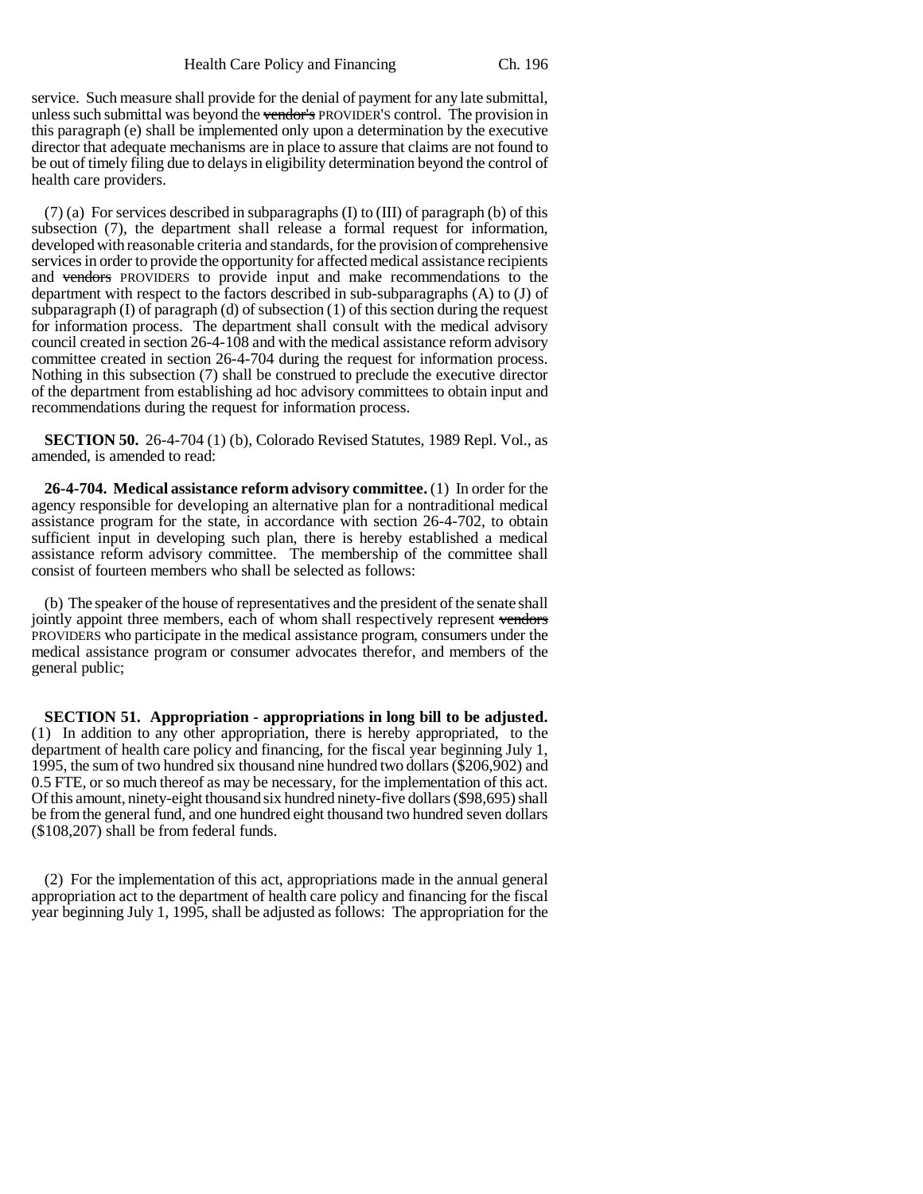service. Such measure shall provide for the denial of payment for any late submittal, unless such submittal was beyond the ~~vendor's~~ PROVIDER'S control. The provision in this paragraph (e) shall be implemented only upon a determination by the executive director that adequate mechanisms are in place to assure that claims are not found to be out of timely filing due to delays in eligibility determination beyond the control of health care providers.

(7) (a) For services described in subparagraphs (I) to (III) of paragraph (b) of this subsection (7), the department shall release a formal request for information, developed with reasonable criteria and standards, for the provision of comprehensive services in order to provide the opportunity for affected medical assistance recipients and ~~vendors~~ PROVIDERS to provide input and make recommendations to the department with respect to the factors described in sub-subparagraphs (A) to (J) of subparagraph (I) of paragraph (d) of subsection (1) of this section during the request for information process. The department shall consult with the medical advisory council created in section 26-4-108 and with the medical assistance reform advisory committee created in section 26-4-704 during the request for information process. Nothing in this subsection (7) shall be construed to preclude the executive director of the department from establishing ad hoc advisory committees to obtain input and recommendations during the request for information process.

**SECTION 50.** 26-4-704 (1) (b), Colorado Revised Statutes, 1989 Repl. Vol., as amended, is amended to read:

**26-4-704. Medical assistance reform advisory committee.** (1) In order for the agency responsible for developing an alternative plan for a nontraditional medical assistance program for the state, in accordance with section 26-4-702, to obtain sufficient input in developing such plan, there is hereby established a medical assistance reform advisory committee. The membership of the committee shall consist of fourteen members who shall be selected as follows:

(b) The speaker of the house of representatives and the president of the senate shall jointly appoint three members, each of whom shall respectively represent ~~vendors~~ PROVIDERS who participate in the medical assistance program, consumers under the medical assistance program or consumer advocates therefor, and members of the general public;

**SECTION 51. Appropriation - appropriations in long bill to be adjusted.** (1) In addition to any other appropriation, there is hereby appropriated, to the department of health care policy and financing, for the fiscal year beginning July 1, 1995, the sum of two hundred six thousand nine hundred two dollars ($206,902) and 0.5 FTE, or so much thereof as may be necessary, for the implementation of this act. Of this amount, ninety-eight thousand six hundred ninety-five dollars ($98,695) shall be from the general fund, and one hundred eight thousand two hundred seven dollars ($108,207) shall be from federal funds.

(2) For the implementation of this act, appropriations made in the annual general appropriation act to the department of health care policy and financing for the fiscal year beginning July 1, 1995, shall be adjusted as follows: The appropriation for the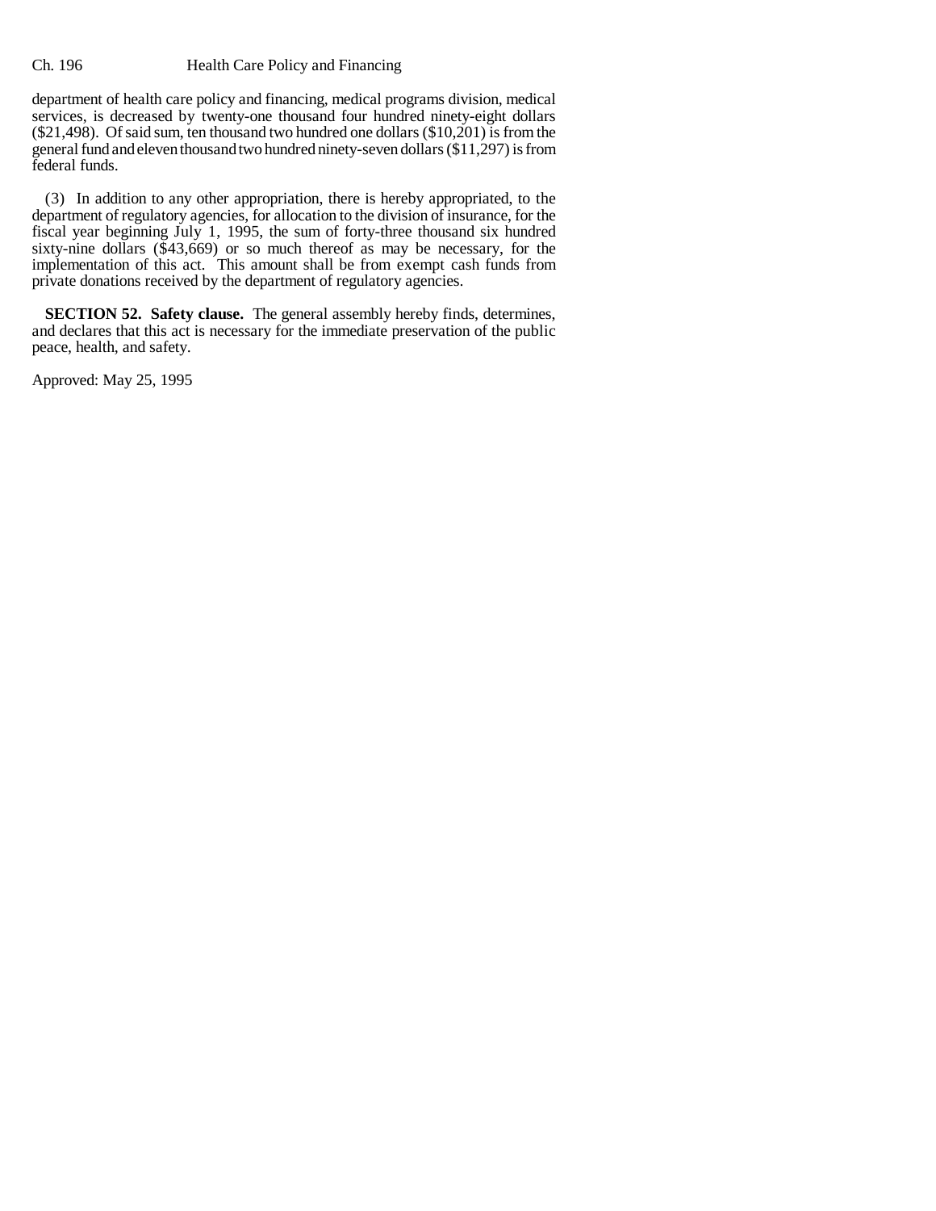department of health care policy and financing, medical programs division, medical services, is decreased by twenty-one thousand four hundred ninety-eight dollars ($21,498). Of said sum, ten thousand two hundred one dollars ($10,201) is from the general fund and eleven thousand two hundred ninety-seven dollars ($11,297) is from federal funds.

(3) In addition to any other appropriation, there is hereby appropriated, to the department of regulatory agencies, for allocation to the division of insurance, for the fiscal year beginning July 1, 1995, the sum of forty-three thousand six hundred sixty-nine dollars ($43,669) or so much thereof as may be necessary, for the implementation of this act. This amount shall be from exempt cash funds from private donations received by the department of regulatory agencies.

**SECTION 52. Safety clause.** The general assembly hereby finds, determines, and declares that this act is necessary for the immediate preservation of the public peace, health, and safety.

Approved: May 25, 1995